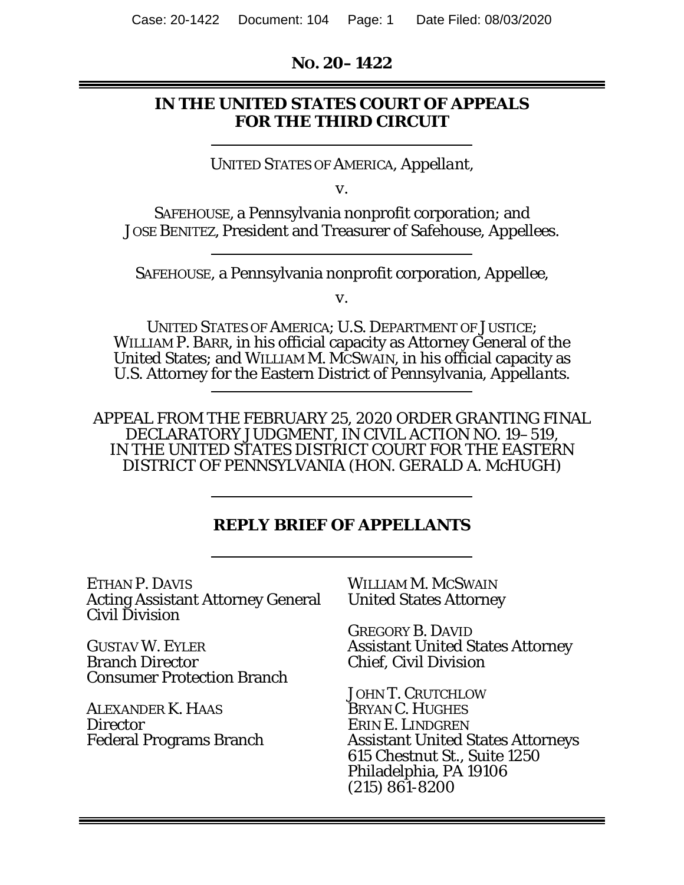**No. 20–1422**

**IN THE UNITED STATES COURT OF APPEALS**
**FOR THE THIRD CIRCUIT**

---

UNITED STATES OF AMERICA, *Appellant*,

v.

SAFEHOUSE, a Pennsylvania nonprofit corporation; and JOSE BENITEZ, President and Treasurer of Safehouse, Appellees.

---

SAFEHOUSE, a Pennsylvania nonprofit corporation, Appellee,

v.

UNITED STATES OF AMERICA; U.S. DEPARTMENT OF JUSTICE; WILLIAM P. BARR, in his official capacity as Attorney General of the United States; and WILLIAM M. MCSWAIN, in his official capacity as U.S. Attorney for the Eastern District of Pennsylvania, *Appellants*.

---

APPEAL FROM THE FEBRUARY 25, 2020 ORDER GRANTING FINAL DECLARATORY JUDGMENT, IN CIVIL ACTION NO. 19–519, IN THE UNITED STATES DISTRICT COURT FOR THE EASTERN DISTRICT OF PENNSYLVANIA (HON. GERALD A. McHUGH)

---

**REPLY BRIEF OF APPELLANTS**

---

ETHAN P. DAVIS
Acting Assistant Attorney General
Civil Division

GUSTAV W. EYLER
Branch Director
Consumer Protection Branch

ALEXANDER K. HAAS
Director
Federal Programs Branch

WILLIAM M. MCSWAIN
United States Attorney

GREGORY B. DAVID
Assistant United States Attorney
Chief, Civil Division

JOHN T. CRUTCHLOW
BRYAN C. HUGHES
ERIN E. LINDGREN
Assistant United States Attorneys
615 Chestnut St., Suite 1250
Philadelphia, PA 19106
(215) 861-8200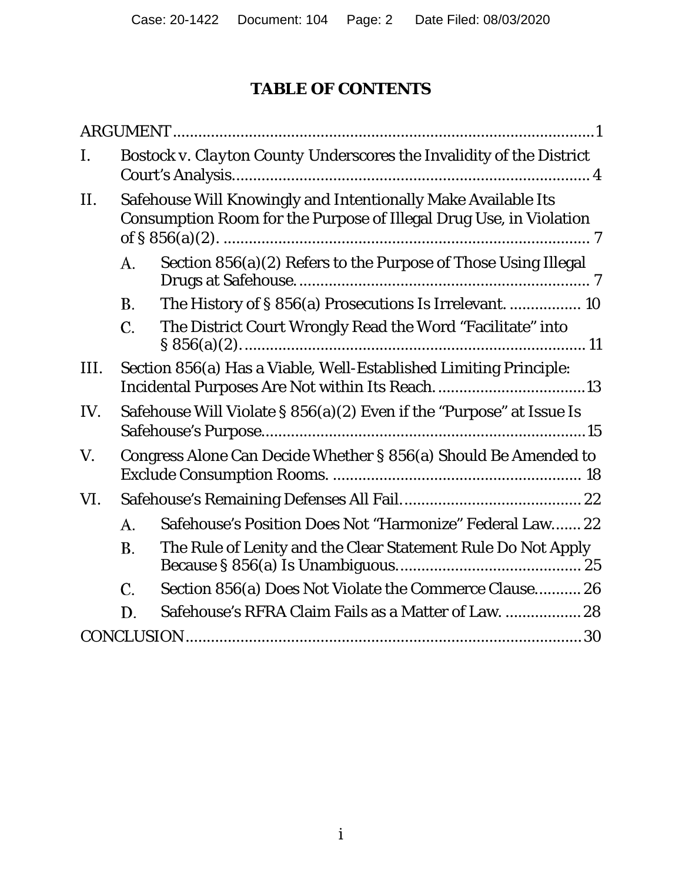# TABLE OF CONTENTS

ARGUMENT .......... 1

I. *Bostock v. Clayton County* Underscores the Invalidity of the District Court's Analysis .......... 4

II. Safehouse Will Knowingly and Intentionally Make Available Its Consumption Room for the Purpose of Illegal Drug Use, in Violation of § 856(a)(2). .......... 7

  A. Section 856(a)(2) Refers to the Purpose of Those Using Illegal Drugs at Safehouse. .......... 7

  B. The History of § 856(a) Prosecutions Is Irrelevant. .......... 10

  C. The District Court Wrongly Read the Word "Facilitate" into § 856(a)(2). .......... 11

III. Section 856(a) Has a Viable, Well-Established Limiting Principle: Incidental Purposes Are Not within Its Reach. .......... 13

IV. Safehouse Will Violate § 856(a)(2) Even if the "Purpose" at Issue Is Safehouse's Purpose .......... 15

V. Congress Alone Can Decide Whether § 856(a) Should Be Amended to Exclude Consumption Rooms. .......... 18

VI. Safehouse's Remaining Defenses All Fail. .......... 22

  A. Safehouse's Position Does Not "Harmonize" Federal Law .......... 22

  B. The Rule of Lenity and the Clear Statement Rule Do Not Apply Because § 856(a) Is Unambiguous. .......... 25

  C. Section 856(a) Does Not Violate the Commerce Clause .......... 26

  D. Safehouse's RFRA Claim Fails as a Matter of Law. .......... 28

CONCLUSION .......... 30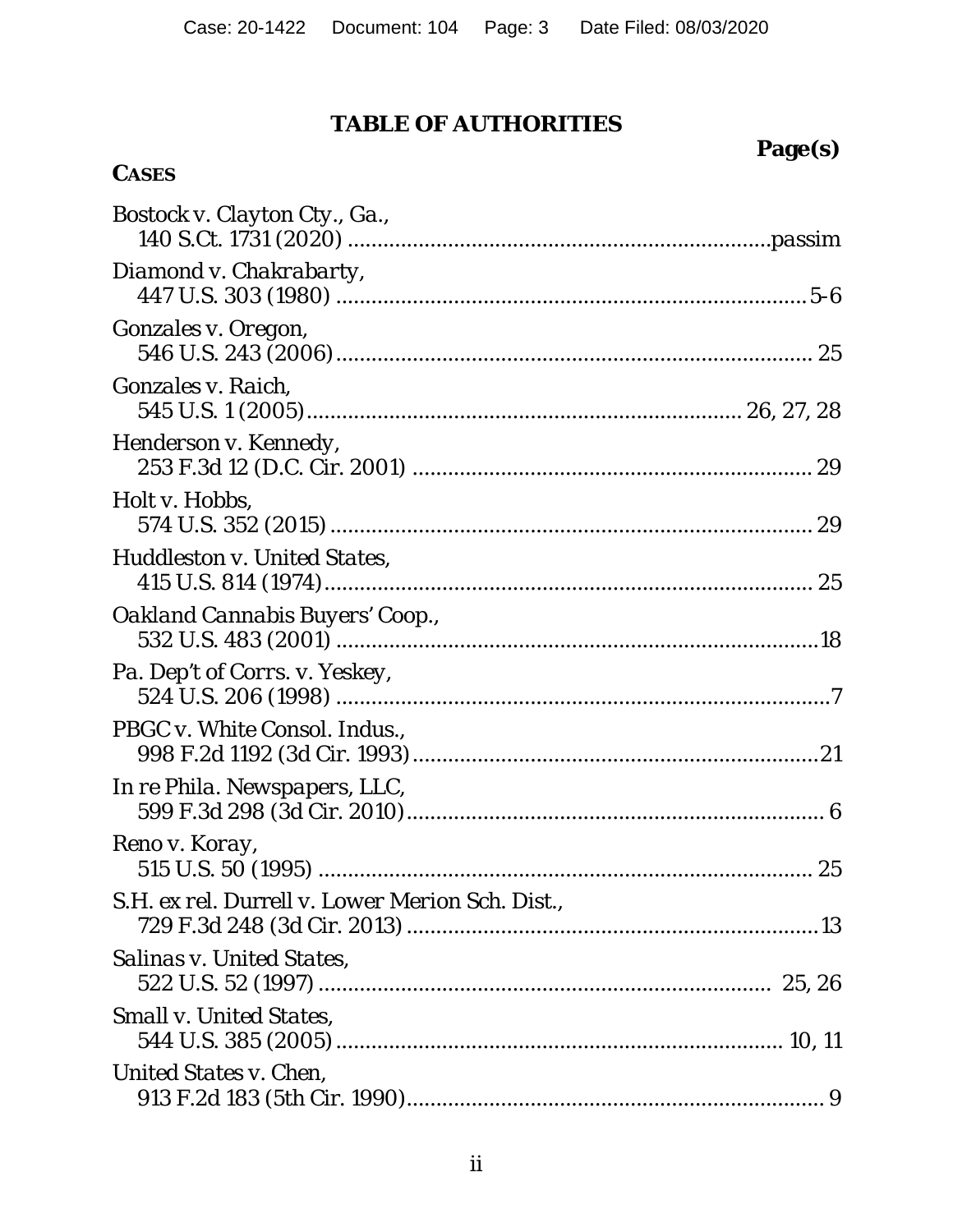# TABLE OF AUTHORITIES

**Page(s)**

**CASES**

*Bostock v. Clayton Cty., Ga.*,
140 S.Ct. 1731 (2020) ....................................................................passim

*Diamond v. Chakrabarty*,
447 U.S. 303 (1980) ................................................................................5-6

*Gonzales v. Oregon*,
546 U.S. 243 (2006)................................................................................ 25

*Gonzales v. Raich*,
545 U.S. 1 (2005)........................................................................ 26, 27, 28

*Henderson v. Kennedy*,
253 F.3d 12 (D.C. Cir. 2001) .................................................................... 29

*Holt v. Hobbs*,
574 U.S. 352 (2015) .................................................................................. 29

*Huddleston v. United States*,
415 U.S. 814 (1974)................................................................................... 25

*Oakland Cannabis Buyers' Coop.*,
532 U.S. 483 (2001) ..................................................................................18

*Pa. Dep't of Corrs. v. Yeskey*,
524 U.S. 206 (1998) ....................................................................................7

*PBGC v. White Consol. Indus.*,
998 F.2d 1192 (3d Cir. 1993).....................................................................21

*In re Phila. Newspapers, LLC*,
599 F.3d 298 (3d Cir. 2010)....................................................................... 6

*Reno v. Koray*,
515 U.S. 50 (1995) .................................................................................... 25

*S.H. ex rel. Durrell v. Lower Merion Sch. Dist.*,
729 F.3d 248 (3d Cir. 2013) ......................................................................13

*Salinas v. United States*,
522 U.S. 52 (1997) ............................................................................ 25, 26

*Small v. United States*,
544 U.S. 385 (2005)........................................................................... 10, 11

*United States v. Chen*,
913 F.2d 183 (5th Cir. 1990)...................................................................... 9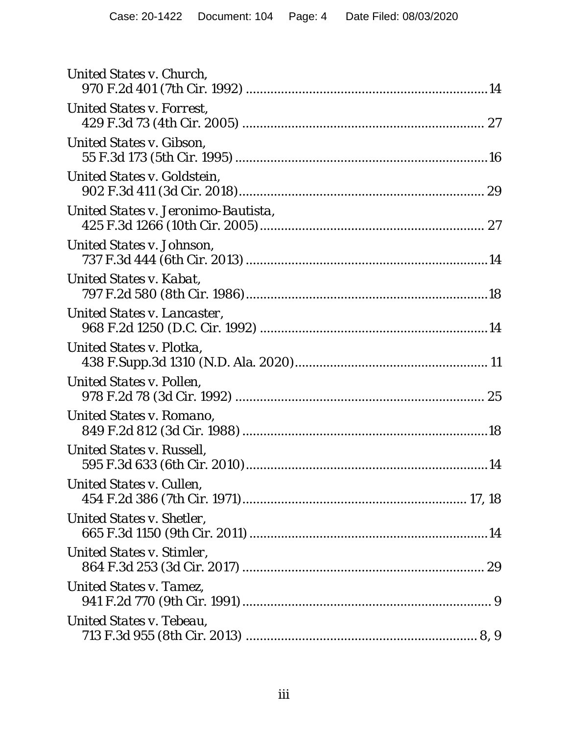*United States v. Church*,
970 F.2d 401 (7th Cir. 1992) ........................................................................ 14

*United States v. Forrest*,
429 F.3d 73 (4th Cir. 2005) ........................................................................ 27

*United States v. Gibson*,
55 F.3d 173 (5th Cir. 1995) ........................................................................ 16

*United States v. Goldstein*,
902 F.3d 411 (3d Cir. 2018) ........................................................................ 29

*United States v. Jeronimo-Bautista*,
425 F.3d 1266 (10th Cir. 2005) ........................................................................ 27

*United States v. Johnson*,
737 F.3d 444 (6th Cir. 2013) ........................................................................ 14

*United States v. Kabat*,
797 F.2d 580 (8th Cir. 1986) ........................................................................ 18

*United States v. Lancaster*,
968 F.2d 1250 (D.C. Cir. 1992) ........................................................................ 14

*United States v. Plotka*,
438 F.Supp.3d 1310 (N.D. Ala. 2020) ........................................................................ 11

*United States v. Pollen*,
978 F.2d 78 (3d Cir. 1992) ........................................................................ 25

*United States v. Romano*,
849 F.2d 812 (3d Cir. 1988) ........................................................................ 18

*United States v. Russell*,
595 F.3d 633 (6th Cir. 2010) ........................................................................ 14

*United States v. Cullen*,
454 F.2d 386 (7th Cir. 1971) ........................................................................ 17, 18

*United States v. Shetler*,
665 F.3d 1150 (9th Cir. 2011) ........................................................................ 14

*United States v. Stimler*,
864 F.3d 253 (3d Cir. 2017) ........................................................................ 29

*United States v. Tamez*,
941 F.2d 770 (9th Cir. 1991) ........................................................................ 9

*United States v. Tebeau*,
713 F.3d 955 (8th Cir. 2013) ........................................................................ 8, 9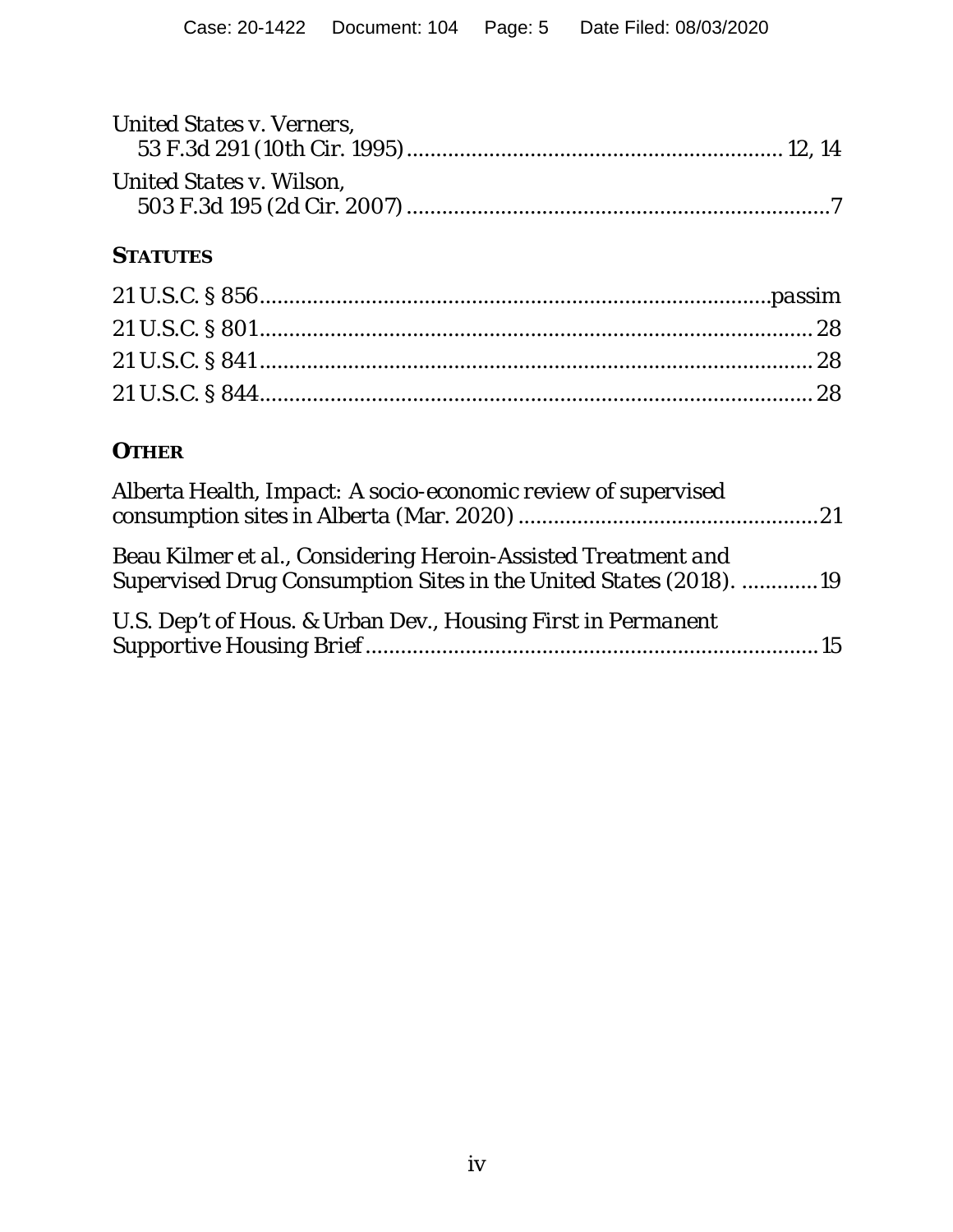*United States v. Verners*,
53 F.3d 291 (10th Cir. 1995) .............................................................. 12, 14

*United States v. Wilson*,
503 F.3d 195 (2d Cir. 2007) ........................................................................7

**STATUTES**

21 U.S.C. § 856 ...................................................................................passim

21 U.S.C. § 801 ............................................................................................ 28

21 U.S.C. § 841 ............................................................................................ 28

21 U.S.C. § 844 ............................................................................................ 28

**OTHER**

Alberta Health, *Impact: A socio-economic review of supervised consumption sites in Alberta* (Mar. 2020) ..................................................21

Beau Kilmer et al., *Considering Heroin-Assisted Treatment and Supervised Drug Consumption Sites in the United States* (2018). .............19

U.S. Dep't of Hous. & Urban Dev., *Housing First in Permanent Supportive Housing Brief* ............................................................................ 15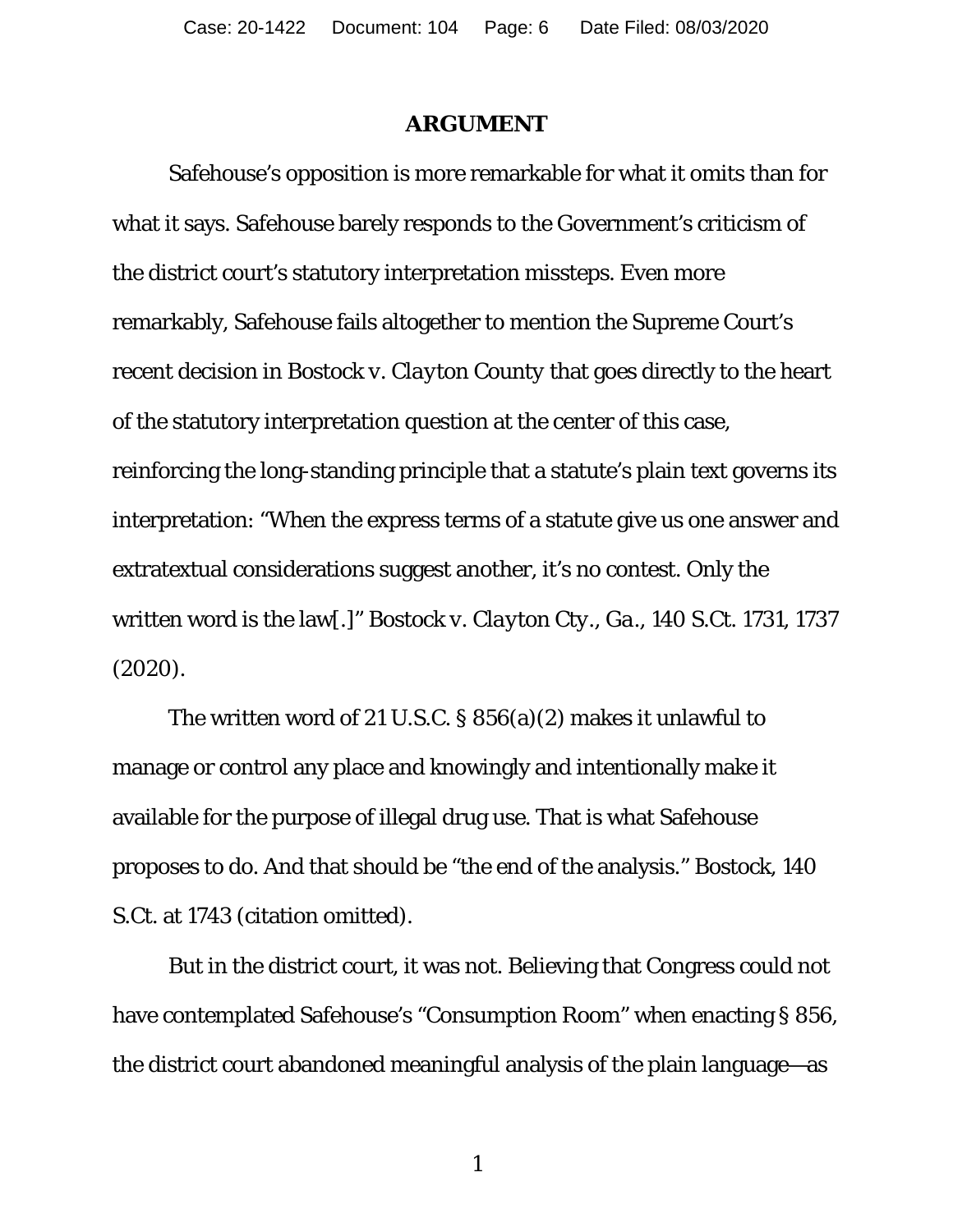# ARGUMENT

Safehouse's opposition is more remarkable for what it omits than for what it says. Safehouse barely responds to the Government's criticism of the district court's statutory interpretation missteps. Even more remarkably, Safehouse fails altogether to mention the Supreme Court's recent decision in *Bostock v. Clayton County* that goes directly to the heart of the statutory interpretation question at the center of this case, reinforcing the long-standing principle that a statute's plain text governs its interpretation: "When the express terms of a statute give us one answer and extratextual considerations suggest another, it's no contest. Only the written word is the law[.]" *Bostock v. Clayton Cty., Ga.*, 140 S.Ct. 1731, 1737 (2020).

The written word of 21 U.S.C. § 856(a)(2) makes it unlawful to manage or control any place and knowingly and intentionally make it available for the purpose of illegal drug use. That is what Safehouse proposes to do. And that should be "the end of the analysis." *Bostock*, 140 S.Ct. at 1743 (citation omitted).

But in the district court, it was not. Believing that Congress could not have contemplated Safehouse's "Consumption Room" when enacting § 856, the district court abandoned meaningful analysis of the plain language—as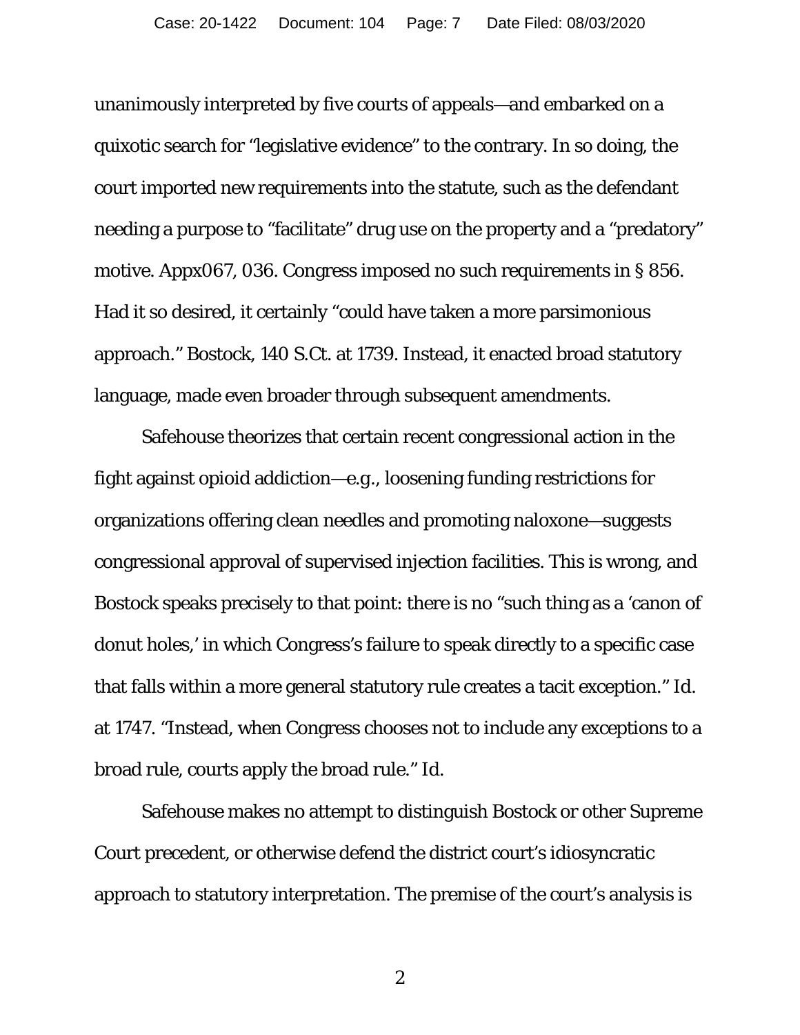unanimously interpreted by five courts of appeals—and embarked on a quixotic search for "legislative evidence" to the contrary. In so doing, the court imported new requirements into the statute, such as the defendant needing a purpose to "facilitate" drug use on the property and a "predatory" motive. Appx067, 036. Congress imposed no such requirements in § 856. Had it so desired, it certainly "could have taken a more parsimonious approach." *Bostock*, 140 S.Ct. at 1739. Instead, it enacted broad statutory language, made even broader through subsequent amendments.

Safehouse theorizes that certain recent congressional action in the fight against opioid addiction—*e.g.*, loosening funding restrictions for organizations offering clean needles and promoting naloxone—suggests congressional approval of supervised injection facilities. This is wrong, and *Bostock* speaks precisely to that point: there is no "such thing as a 'canon of donut holes,' in which Congress's failure to speak directly to a specific case that falls within a more general statutory rule creates a tacit exception." *Id.* at 1747. "Instead, when Congress chooses not to include any exceptions to a broad rule, courts apply the broad rule." *Id.*

Safehouse makes no attempt to distinguish *Bostock* or other Supreme Court precedent, or otherwise defend the district court's idiosyncratic approach to statutory interpretation. The premise of the court's analysis is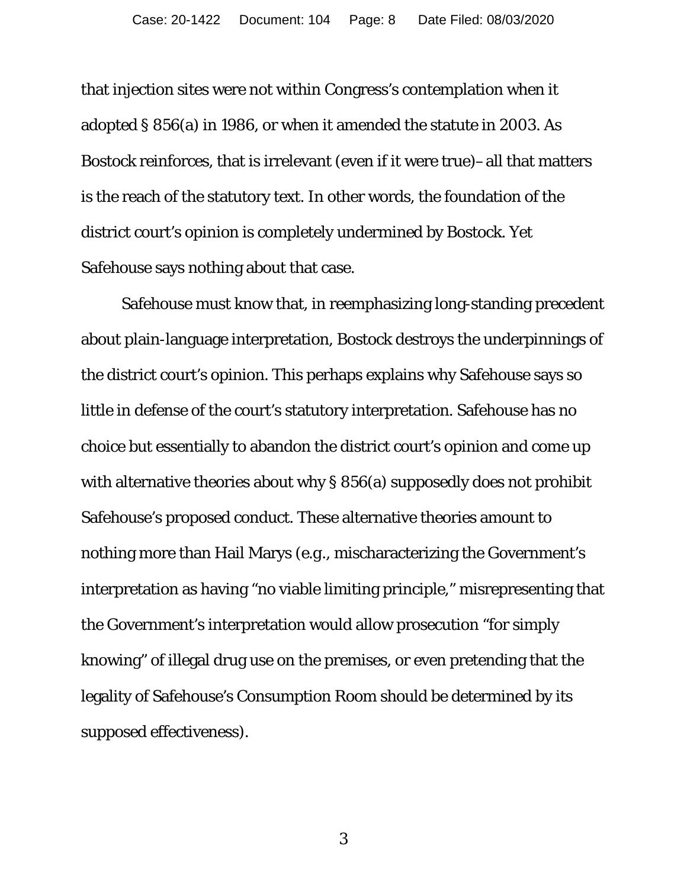that injection sites were not within Congress's contemplation when it adopted § 856(a) in 1986, or when it amended the statute in 2003. As Bostock reinforces, that is irrelevant (even if it were true)– all that matters is the reach of the statutory text. In other words, the foundation of the district court's opinion is completely undermined by Bostock. Yet Safehouse says nothing about that case.

Safehouse must know that, in reemphasizing long-standing precedent about plain-language interpretation, Bostock destroys the underpinnings of the district court's opinion. This perhaps explains why Safehouse says so little in defense of the court's statutory interpretation. Safehouse has no choice but essentially to abandon the district court's opinion and come up with alternative theories about why § 856(a) supposedly does not prohibit Safehouse's proposed conduct. These alternative theories amount to nothing more than Hail Marys (e.g., mischaracterizing the Government's interpretation as having "no viable limiting principle," misrepresenting that the Government's interpretation would allow prosecution "for simply knowing" of illegal drug use on the premises, or even pretending that the legality of Safehouse's Consumption Room should be determined by its supposed effectiveness).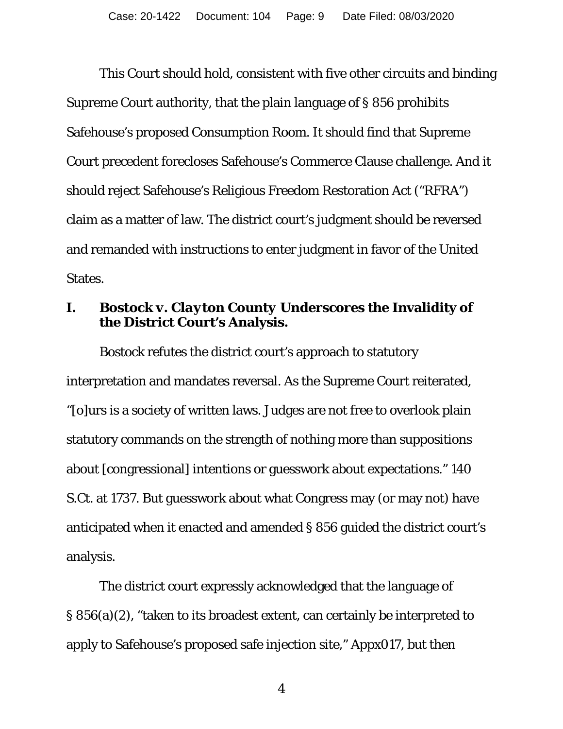This Court should hold, consistent with five other circuits and binding Supreme Court authority, that the plain language of § 856 prohibits Safehouse's proposed Consumption Room. It should find that Supreme Court precedent forecloses Safehouse's Commerce Clause challenge. And it should reject Safehouse's Religious Freedom Restoration Act ("RFRA") claim as a matter of law. The district court's judgment should be reversed and remanded with instructions to enter judgment in favor of the United States.

## I. *Bostock v. Clayton County* Underscores the Invalidity of the District Court's Analysis.

Bostock refutes the district court's approach to statutory interpretation and mandates reversal. As the Supreme Court reiterated, "[o]urs is a society of written laws. Judges are not free to overlook plain statutory commands on the strength of nothing more than suppositions about [congressional] intentions or guesswork about expectations." 140 S.Ct. at 1737. But guesswork about what Congress may (or may not) have anticipated when it enacted and amended § 856 guided the district court's analysis.

The district court expressly acknowledged that the language of § 856(a)(2), "taken to its broadest extent, can certainly be interpreted to apply to Safehouse's proposed safe injection site," Appx017, but then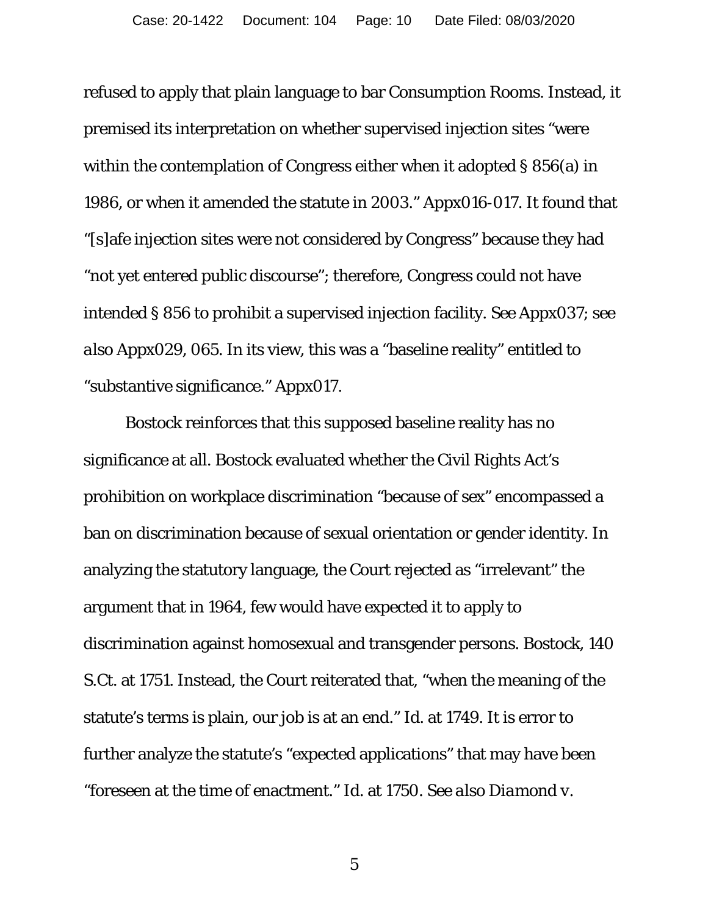refused to apply that plain language to bar Consumption Rooms. Instead, it premised its interpretation on whether supervised injection sites "were within the contemplation of Congress either when it adopted § 856(a) in 1986, or when it amended the statute in 2003." Appx016-017. It found that "[s]afe injection sites were not considered by Congress" because they had "not yet entered public discourse"; therefore, Congress could not have intended § 856 to prohibit a supervised injection facility. *See* Appx037; *see also* Appx029, 065. In its view, this was a "baseline reality" entitled to "substantive significance." Appx017.

*Bostock* reinforces that this supposed baseline reality has no significance at all. *Bostock* evaluated whether the Civil Rights Act's prohibition on workplace discrimination "because of sex" encompassed a ban on discrimination because of sexual orientation or gender identity. In analyzing the statutory language, the Court rejected as "irrelevant" the argument that in 1964, few would have expected it to apply to discrimination against homosexual and transgender persons. *Bostock*, 140 S.Ct. at 1751. Instead, the Court reiterated that, "when the meaning of the statute's terms is plain, our job is at an end." *Id.* at 1749. It is error to further analyze the statute's "expected applications" that may have been "foreseen at the time of enactment." *Id.* at 1750. *See also Diamond v.*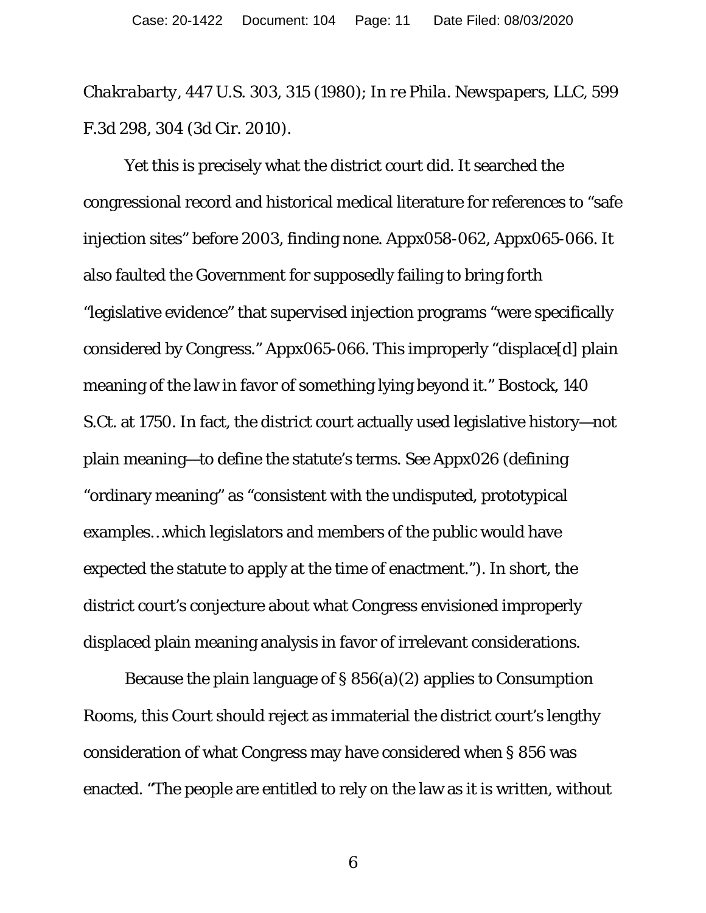*Chakrabarty*, 447 U.S. 303, 315 (1980); *In re Phila. Newspapers, LLC*, 599 F.3d 298, 304 (3d Cir. 2010).

Yet this is precisely what the district court did. It searched the congressional record and historical medical literature for references to "safe injection sites" before 2003, finding none. Appx058-062, Appx065-066. It also faulted the Government for supposedly failing to bring forth "legislative evidence" that supervised injection programs "were specifically considered by Congress." Appx065-066. This improperly "displace[d] plain meaning of the law in favor of something lying beyond it." Bostock, 140 S.Ct. at 1750. In fact, the district court actually used legislative history—not plain meaning—to define the statute's terms. *See* Appx026 (defining "ordinary meaning" as "consistent with the undisputed, prototypical examples…which legislators and members of the public would have expected the statute to apply at the time of enactment."). In short, the district court's conjecture about what Congress envisioned improperly displaced plain meaning analysis in favor of irrelevant considerations.

Because the plain language of § 856(a)(2) applies to Consumption Rooms, this Court should reject as immaterial the district court's lengthy consideration of what Congress may have considered when § 856 was enacted. "The people are entitled to rely on the law as it is written, without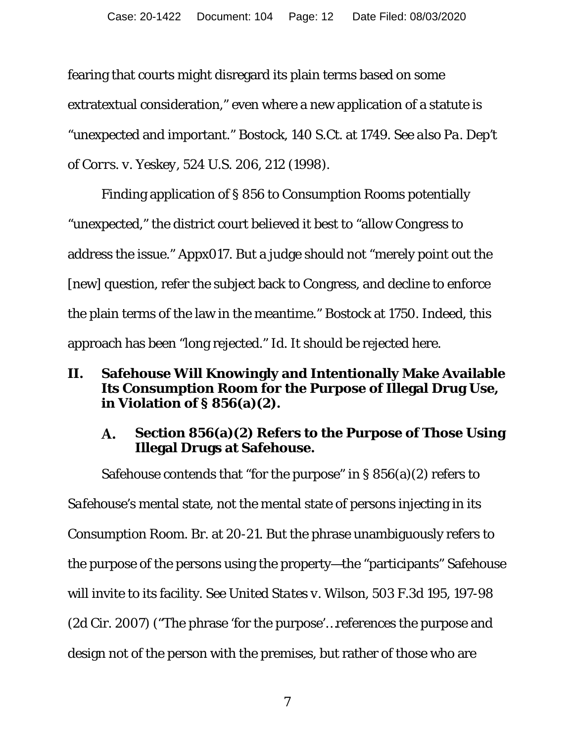fearing that courts might disregard its plain terms based on some extratextual consideration," even where a new application of a statute is "unexpected and important." Bostock, 140 S.Ct. at 1749. *See also Pa. Dep't of Corrs. v. Yeskey*, 524 U.S. 206, 212 (1998).

Finding application of § 856 to Consumption Rooms potentially "unexpected," the district court believed it best to "allow Congress to address the issue." Appx017. But a judge should not "merely point out the [new] question, refer the subject back to Congress, and decline to enforce the plain terms of the law in the meantime." Bostock at 1750. Indeed, this approach has been "long rejected." *Id.* It should be rejected here.

## II. Safehouse Will Knowingly and Intentionally Make Available Its Consumption Room for the Purpose of Illegal Drug Use, in Violation of § 856(a)(2).

### A. Section 856(a)(2) Refers to the Purpose of Those Using Illegal Drugs at Safehouse.

Safehouse contends that "for the purpose" in § 856(a)(2) refers to *Safehouse's* mental state, not the mental state of persons injecting in its Consumption Room. Br. at 20-21. But the phrase unambiguously refers to the purpose of the persons using the property—the "participants" Safehouse will invite to its facility. *See United States v. Wilson*, 503 F.3d 195, 197-98 (2d Cir. 2007) ("The phrase 'for the purpose'…references the purpose and design not of the person with the premises, but rather of those who are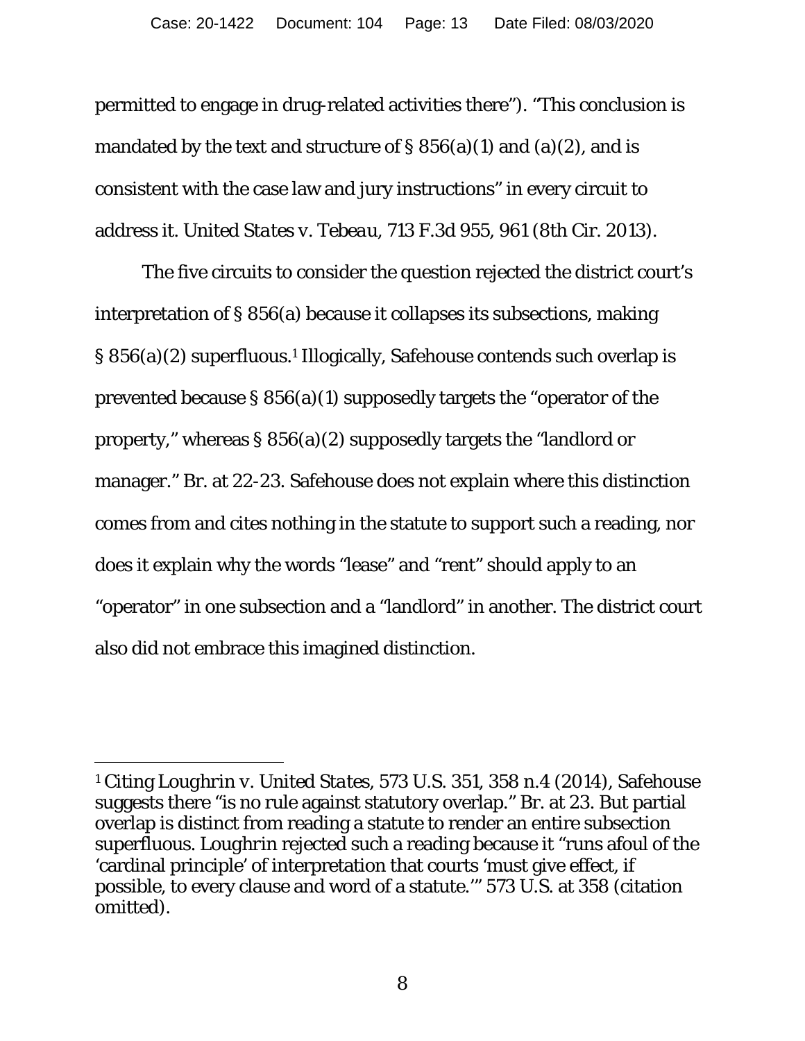permitted to engage in drug-related activities there"). "This conclusion is mandated by the text and structure of § 856(a)(1) and (a)(2), and is consistent with the case law and jury instructions" in every circuit to address it. *United States v. Tebeau*, 713 F.3d 955, 961 (8th Cir. 2013).

The five circuits to consider the question rejected the district court's interpretation of § 856(a) because it collapses its subsections, making § 856(a)(2) superfluous.[1] Illogically, Safehouse contends such overlap is prevented because § 856(a)(1) supposedly targets the "operator of the property," whereas § 856(a)(2) supposedly targets the "landlord or manager." Br. at 22-23. Safehouse does not explain where this distinction comes from and cites nothing in the statute to support such a reading, nor does it explain why the words "lease" and "rent" should apply to an "operator" in one subsection and a "landlord" in another. The district court also did not embrace this imagined distinction.

---

[1] Citing *Loughrin v. United States*, 573 U.S. 351, 358 n.4 (2014), Safehouse suggests there "is no rule against statutory overlap." Br. at 23. But partial overlap is distinct from reading a statute to render an entire subsection superfluous. *Loughrin* rejected such a reading because it "runs afoul of the 'cardinal principle' of interpretation that courts 'must give effect, if possible, to every clause and word of a statute.'" 573 U.S. at 358 (citation omitted).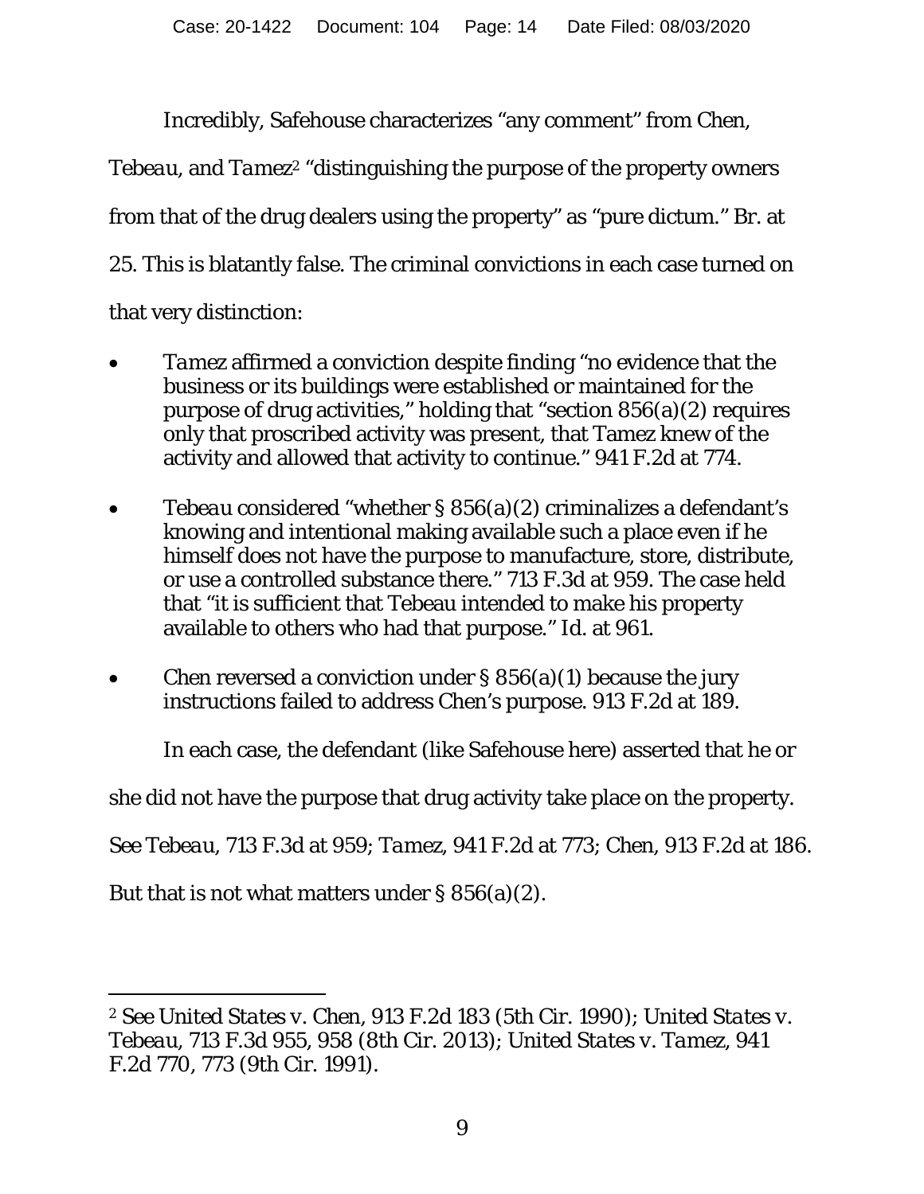Incredibly, Safehouse characterizes "any comment" from *Chen*, *Tebeau*, and *Tamez*[2] "distinguishing the purpose of the property owners from that of the drug dealers using the property" as "pure dictum." Br. at 25. This is blatantly false. The criminal convictions in each case turned on that very distinction:

- *Tamez* affirmed a conviction despite finding "no evidence that the business or its buildings were established or maintained for the purpose of drug activities," holding that "section 856(a)(2) requires only that proscribed activity was present, that Tamez knew of the activity and allowed that activity to continue." 941 F.2d at 774.

- *Tebeau* considered "whether § 856(a)(2) criminalizes a defendant's knowing and intentional making available such a place even if he himself does not have the purpose to manufacture, store, distribute, or use a controlled substance there." 713 F.3d at 959. The case held that "it is sufficient that Tebeau intended to make his property available to others who had that purpose." *Id.* at 961.

- *Chen* reversed a conviction under § 856(a)(1) because the jury instructions failed to address Chen's purpose. 913 F.2d at 189.

In each case, the defendant (like Safehouse here) asserted that he or she did not have the purpose that drug activity take place on the property. *See Tebeau*, 713 F.3d at 959; *Tamez*, 941 F.2d at 773; *Chen*, 913 F.2d at 186. But that is not what matters under § 856(a)(2).

---

[2] *See United States v. Chen*, 913 F.2d 183 (5th Cir. 1990); *United States v. Tebeau*, 713 F.3d 955, 958 (8th Cir. 2013); *United States v. Tamez*, 941 F.2d 770, 773 (9th Cir. 1991).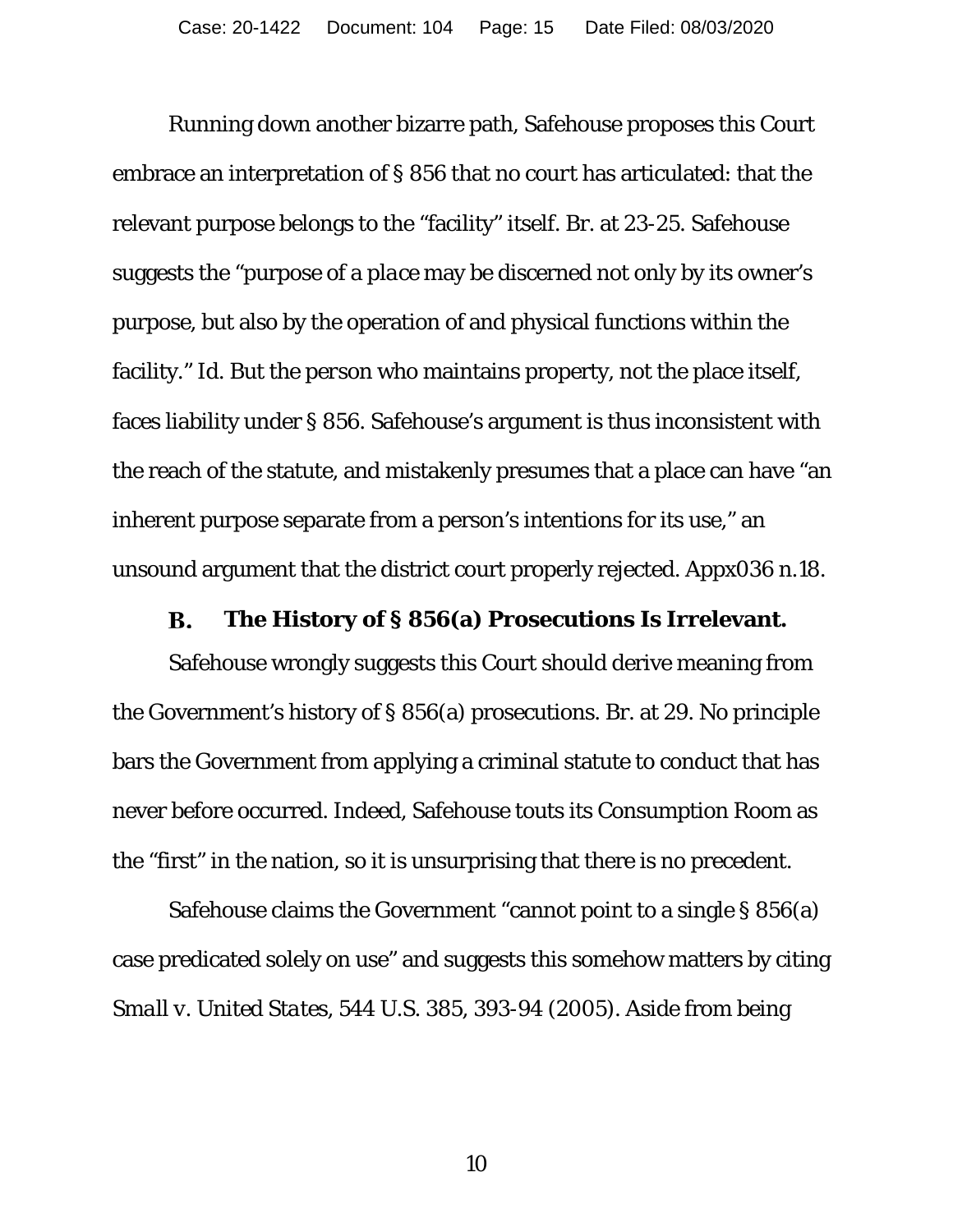Running down another bizarre path, Safehouse proposes this Court embrace an interpretation of § 856 that no court has articulated: that the relevant purpose belongs to the "facility" itself. Br. at 23-25. Safehouse suggests the "purpose of a *place* may be discerned not only by its owner's purpose, but also by the operation of and physical functions within the facility." *Id.* But the person who maintains property, not the place itself, faces liability under § 856. Safehouse's argument is thus inconsistent with the reach of the statute, and mistakenly presumes that a place can have "an inherent purpose separate from a person's intentions for its use," an unsound argument that the district court properly rejected. Appx036 n.18.

### B. The History of § 856(a) Prosecutions Is Irrelevant.

Safehouse wrongly suggests this Court should derive meaning from the Government's history of § 856(a) prosecutions. Br. at 29. No principle bars the Government from applying a criminal statute to conduct that has never before occurred. Indeed, Safehouse touts its Consumption Room as the "first" in the nation, so it is unsurprising that there is no precedent.

Safehouse claims the Government "cannot point to a single § 856(a) case predicated solely on use" and suggests this somehow matters by citing *Small v. United States*, 544 U.S. 385, 393-94 (2005). Aside from being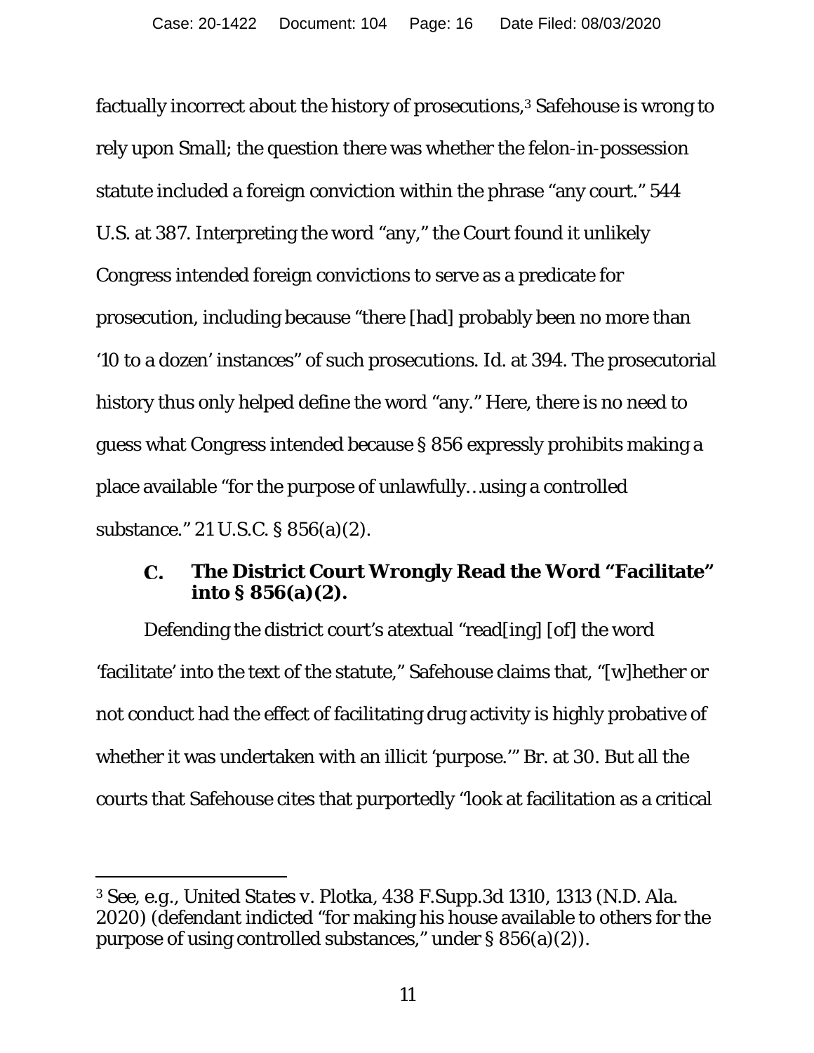factually incorrect about the history of prosecutions,[3] Safehouse is wrong to rely upon *Small*; the question there was whether the felon-in-possession statute included a foreign conviction within the phrase "any court." 544 U.S. at 387. Interpreting the word "any," the Court found it unlikely Congress intended foreign convictions to serve as a predicate for prosecution, including because "there [had] probably been no more than '10 to a dozen' instances" of such prosecutions. *Id.* at 394. The prosecutorial history thus only helped define the word "any." Here, there is no need to guess what Congress intended because § 856 expressly prohibits making a place available "for the purpose of unlawfully…using a controlled substance." 21 U.S.C. § 856(a)(2).

### C. The District Court Wrongly Read the Word "Facilitate" into § 856(a)(2).

Defending the district court's atextual "read[ing] [of] the word 'facilitate' into the text of the statute," Safehouse claims that, "[w]hether or not conduct had the effect of facilitating drug activity is highly probative of whether it was undertaken with an illicit 'purpose.'" Br. at 30. But all the courts that Safehouse cites that purportedly "look at facilitation as a critical

---

[3] *See, e.g., United States v. Plotka*, 438 F.Supp.3d 1310, 1313 (N.D. Ala. 2020) (defendant indicted "for making his house available to others for the purpose of using controlled substances," under § 856(a)(2)).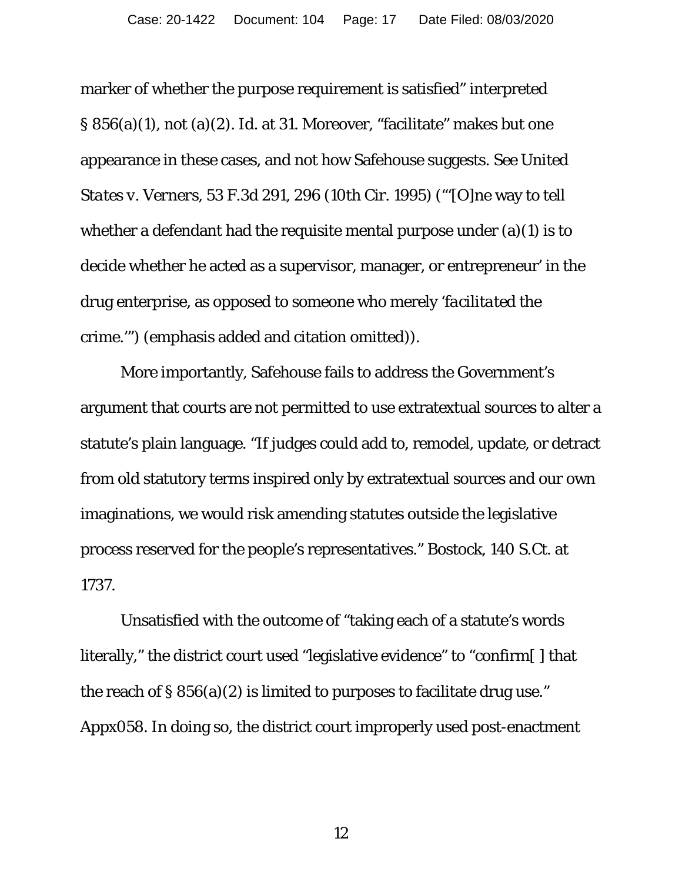marker of whether the purpose requirement is satisfied" interpreted § 856(a)(1), not (a)(2). *Id.* at 31. Moreover, "facilitate" makes but one appearance in these cases, and not how Safehouse suggests. *See United States v. Verners*, 53 F.3d 291, 296 (10th Cir. 1995) ("'[O]ne way to tell whether a defendant had the requisite mental purpose under (a)(1) is to decide whether he acted as a supervisor, manager, or entrepreneur' in the drug enterprise, as opposed to someone who merely '*facilitated* the crime.'") (emphasis added and citation omitted)).

More importantly, Safehouse fails to address the Government's argument that courts are not permitted to use extratextual sources to alter a statute's plain language. "If judges could add to, remodel, update, or detract from old statutory terms inspired only by extratextual sources and our own imaginations, we would risk amending statutes outside the legislative process reserved for the people's representatives." *Bostock*, 140 S.Ct. at 1737.

Unsatisfied with the outcome of "taking each of a statute's words literally," the district court used "legislative evidence" to "confirm[ ] that the reach of § 856(a)(2) is limited to purposes to facilitate drug use." Appx058. In doing so, the district court improperly used post-enactment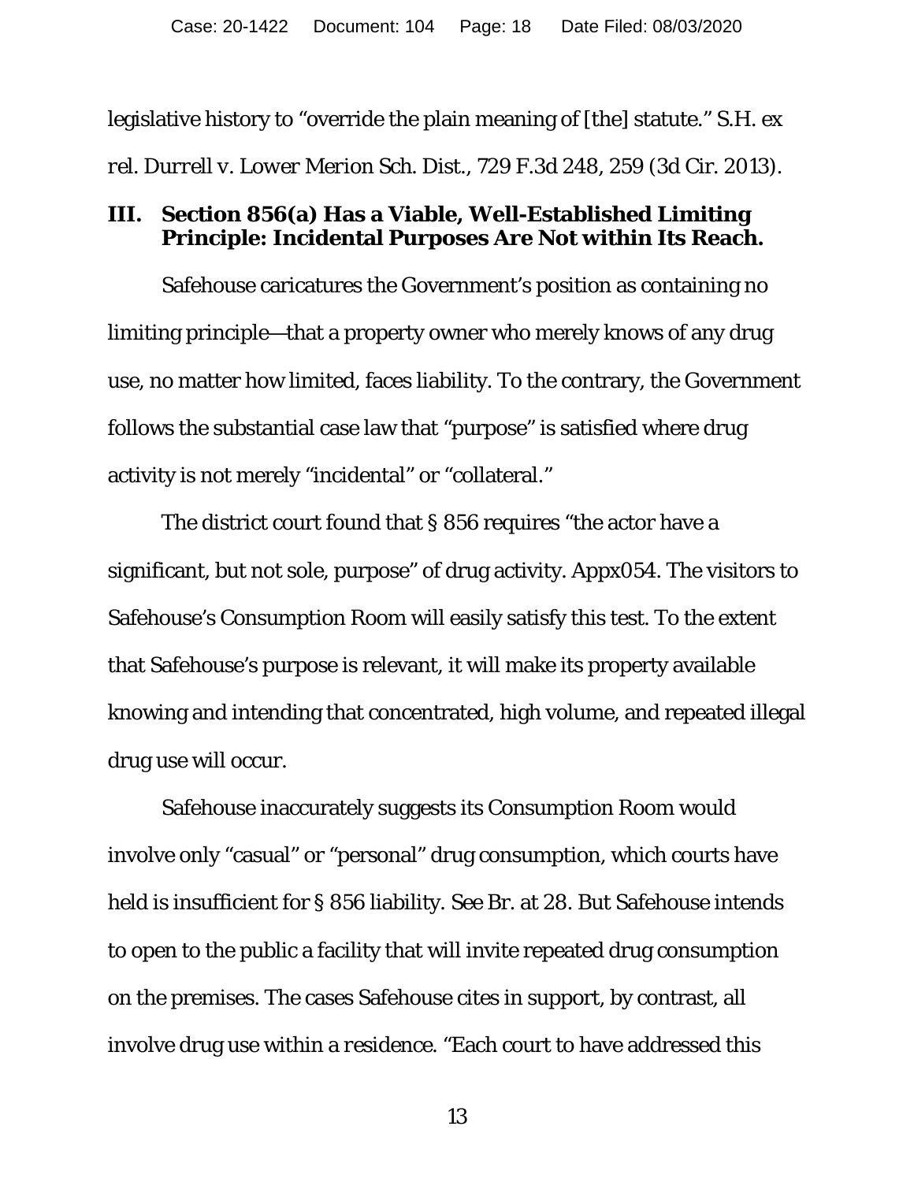legislative history to "override the plain meaning of [the] statute." *S.H. ex rel. Durrell v. Lower Merion Sch. Dist.*, 729 F.3d 248, 259 (3d Cir. 2013).

## III. Section 856(a) Has a Viable, Well-Established Limiting Principle: Incidental Purposes Are Not within Its Reach.

Safehouse caricatures the Government's position as containing no limiting principle—that a property owner who merely knows of any drug use, no matter how limited, faces liability. To the contrary, the Government follows the substantial case law that "purpose" is satisfied where drug activity is not merely "incidental" or "collateral."

The district court found that § 856 requires "the actor have a significant, but not sole, purpose" of drug activity. Appx054. The visitors to Safehouse's Consumption Room will easily satisfy this test. To the extent that Safehouse's purpose is relevant, it will make its property available knowing and intending that concentrated, high volume, and repeated illegal drug use will occur.

Safehouse inaccurately suggests its Consumption Room would involve only "casual" or "personal" drug consumption, which courts have held is insufficient for § 856 liability. *See* Br. at 28. But Safehouse intends to open to the public a facility that will invite repeated drug consumption on the premises. The cases Safehouse cites in support, by contrast, all involve drug use within a residence. "Each court to have addressed this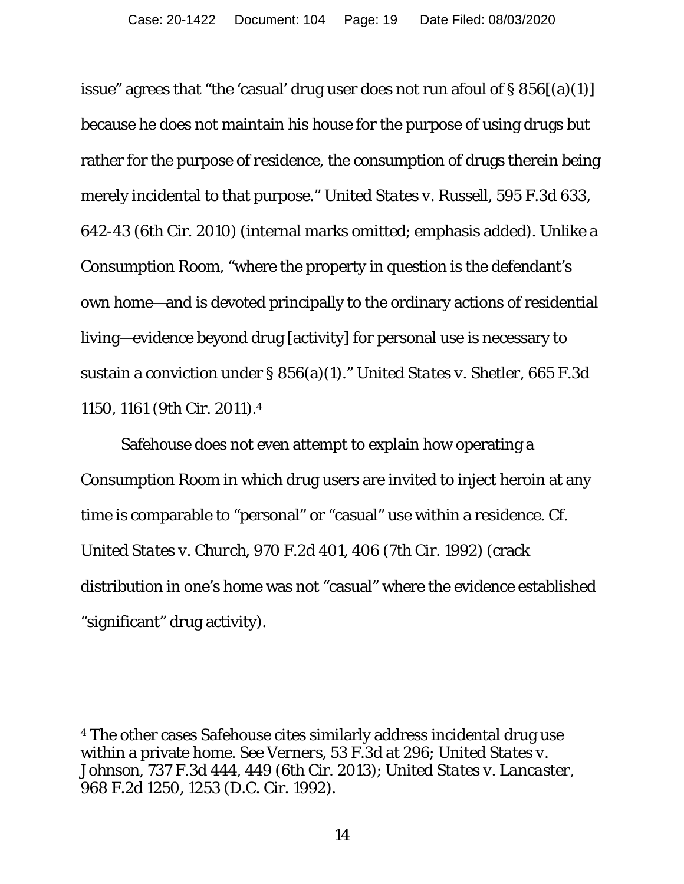issue" agrees that "the 'casual' drug user does not run afoul of § 856[(a)(1)] because he does not maintain his house for the purpose of using drugs but rather for the purpose of *residence*, the consumption of drugs therein being merely incidental to that purpose." *United States v. Russell*, 595 F.3d 633, 642-43 (6th Cir. 2010) (internal marks omitted; emphasis added). Unlike a Consumption Room, "where the property in question is the defendant's own home—and is devoted principally to the ordinary actions of residential living—evidence beyond drug [activity] for personal use is necessary to sustain a conviction under § 856(a)(1)." *United States v. Shetler*, 665 F.3d 1150, 1161 (9th Cir. 2011).[4]

Safehouse does not even attempt to explain how operating a Consumption Room in which drug users are invited to inject heroin at any time is comparable to "personal" or "casual" use within a residence. *Cf. United States v. Church*, 970 F.2d 401, 406 (7th Cir. 1992) (crack distribution in one's home was not "casual" where the evidence established "significant" drug activity).

---

[4] The other cases Safehouse cites similarly address incidental drug use within a private home. *See Verners*, 53 F.3d at 296; *United States v. Johnson*, 737 F.3d 444, 449 (6th Cir. 2013); *United States v. Lancaster*, 968 F.2d 1250, 1253 (D.C. Cir. 1992).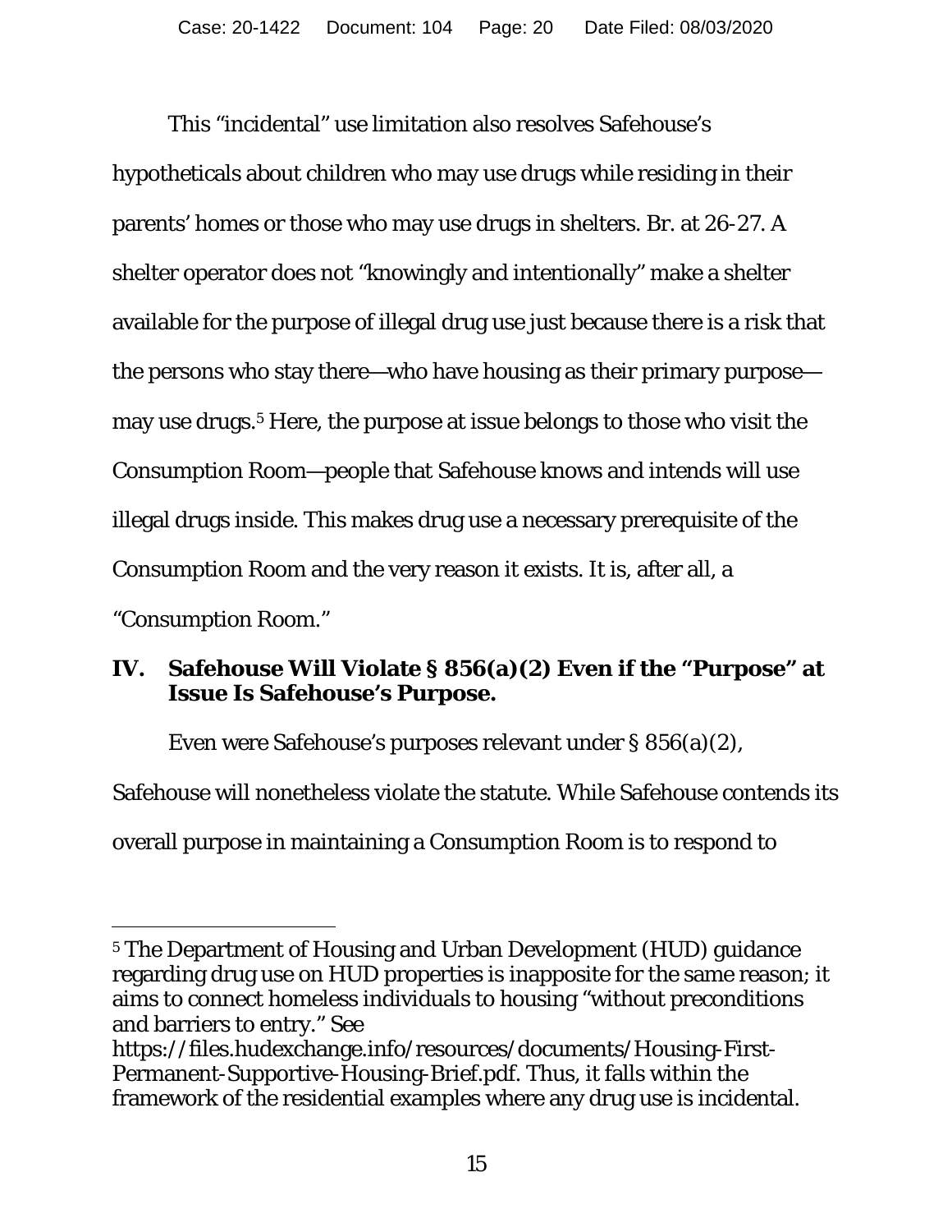This "incidental" use limitation also resolves Safehouse's hypotheticals about children who may use drugs while residing in their parents' homes or those who may use drugs in shelters. Br. at 26-27. A shelter operator does not "knowingly and intentionally" make a shelter available for the purpose of illegal drug use just because there is a risk that the persons who stay there—who have housing as their primary purpose—may use drugs.[5] Here, the purpose at issue belongs to those who visit the Consumption Room—people that Safehouse knows and intends will use illegal drugs inside. This makes drug use a necessary prerequisite of the Consumption Room and the very reason it exists. It is, after all, a "Consumption Room."

## IV. Safehouse Will Violate § 856(a)(2) Even if the "Purpose" at Issue Is Safehouse's Purpose.

Even were Safehouse's purposes relevant under § 856(a)(2), Safehouse will nonetheless violate the statute. While Safehouse contends its overall purpose in maintaining a Consumption Room is to respond to

---

[5] The Department of Housing and Urban Development (HUD) guidance regarding drug use on HUD properties is inapposite for the same reason; it aims to connect homeless individuals to housing "without preconditions and barriers to entry." See https://files.hudexchange.info/resources/documents/Housing-First-Permanent-Supportive-Housing-Brief.pdf. Thus, it falls within the framework of the residential examples where any drug use is incidental.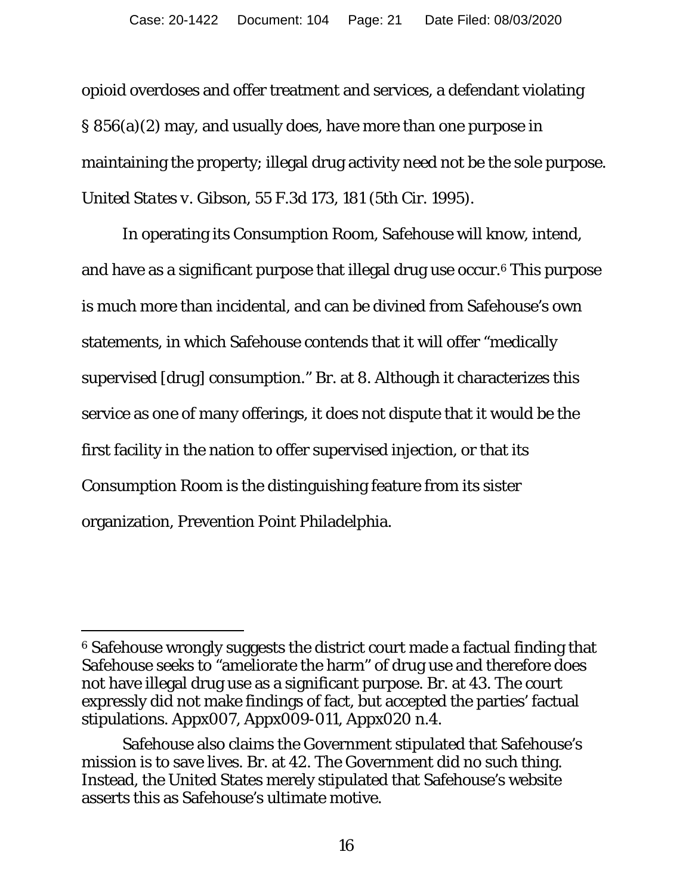opioid overdoses and offer treatment and services, a defendant violating § 856(a)(2) may, and usually does, have more than one purpose in maintaining the property; illegal drug activity need not be the sole purpose. *United States v. Gibson*, 55 F.3d 173, 181 (5th Cir. 1995).

In operating its Consumption Room, Safehouse will know, intend, and have as a significant purpose that illegal drug use occur.[6] This purpose is much more than incidental, and can be divined from Safehouse's own statements, in which Safehouse contends that it will offer "medically supervised [drug] consumption." Br. at 8. Although it characterizes this service as one of many offerings, it does not dispute that it would be the first facility in the nation to offer supervised injection, or that its Consumption Room is the distinguishing feature from its sister organization, Prevention Point Philadelphia.

---

[6] Safehouse wrongly suggests the district court made a factual finding that Safehouse seeks to "ameliorate the harm" of drug use and therefore does not have illegal drug use as a significant purpose. Br. at 43. The court expressly did not make findings of fact, but accepted the parties' factual stipulations. Appx007, Appx009-011, Appx020 n.4.

Safehouse also claims the Government stipulated that Safehouse's mission is to save lives. Br. at 42. The Government did no such thing. Instead, the United States merely stipulated that Safehouse's website asserts this as Safehouse's ultimate motive.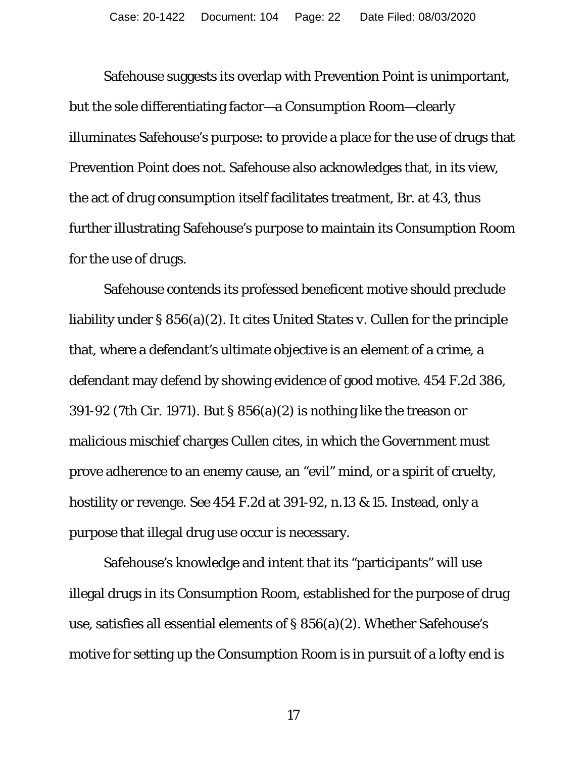Safehouse suggests its overlap with Prevention Point is unimportant, but the sole differentiating factor—a Consumption Room—clearly illuminates Safehouse's purpose: to provide a place for the use of drugs that Prevention Point does not. Safehouse also acknowledges that, in its view, the act of drug consumption itself facilitates treatment, Br. at 43, thus further illustrating Safehouse's purpose to maintain its Consumption Room for the use of drugs.

Safehouse contends its professed beneficent motive should preclude liability under § 856(a)(2). It cites *United States v. Cullen* for the principle that, where a defendant's ultimate objective is an element of a crime, a defendant may defend by showing evidence of good motive. 454 F.2d 386, 391-92 (7th Cir. 1971). But § 856(a)(2) is nothing like the treason or malicious mischief charges Cullen cites, in which the Government must prove adherence to an enemy cause, an "evil" mind, or a spirit of cruelty, hostility or revenge. *See* 454 F.2d at 391-92, n.13 & 15. Instead, only a purpose that illegal drug use occur is necessary.

Safehouse's knowledge and intent that its "participants" will use illegal drugs in its Consumption Room, established for the purpose of drug use, satisfies all essential elements of § 856(a)(2). Whether Safehouse's motive for setting up the Consumption Room is in pursuit of a lofty end is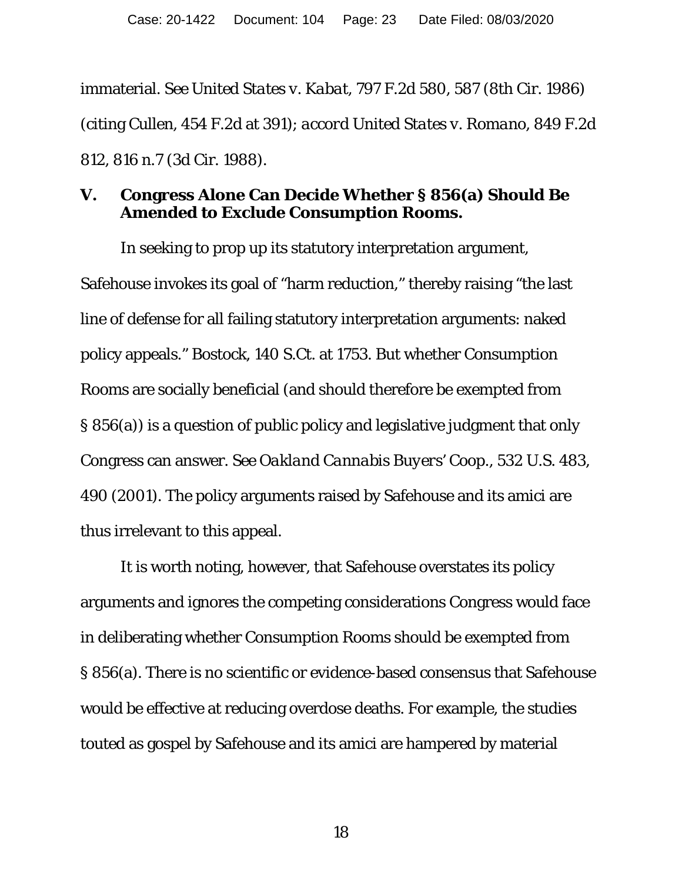immaterial. *See United States v. Kabat*, 797 F.2d 580, 587 (8th Cir. 1986) (citing *Cullen*, 454 F.2d at 391); *accord United States v. Romano*, 849 F.2d 812, 816 n.7 (3d Cir. 1988).

## V. Congress Alone Can Decide Whether § 856(a) Should Be Amended to Exclude Consumption Rooms.

In seeking to prop up its statutory interpretation argument, Safehouse invokes its goal of "harm reduction," thereby raising "the last line of defense for all failing statutory interpretation arguments: naked policy appeals." *Bostock*, 140 S.Ct. at 1753. But whether Consumption Rooms are socially beneficial (and should therefore be exempted from § 856(a)) is a question of public policy and legislative judgment that only Congress can answer. *See Oakland Cannabis Buyers' Coop.*, 532 U.S. 483, 490 (2001). The policy arguments raised by Safehouse and its amici are thus irrelevant to this appeal.

It is worth noting, however, that Safehouse overstates its policy arguments and ignores the competing considerations Congress would face in deliberating whether Consumption Rooms should be exempted from § 856(a). There is no scientific or evidence-based consensus that Safehouse would be effective at reducing overdose deaths. For example, the studies touted as gospel by Safehouse and its amici are hampered by material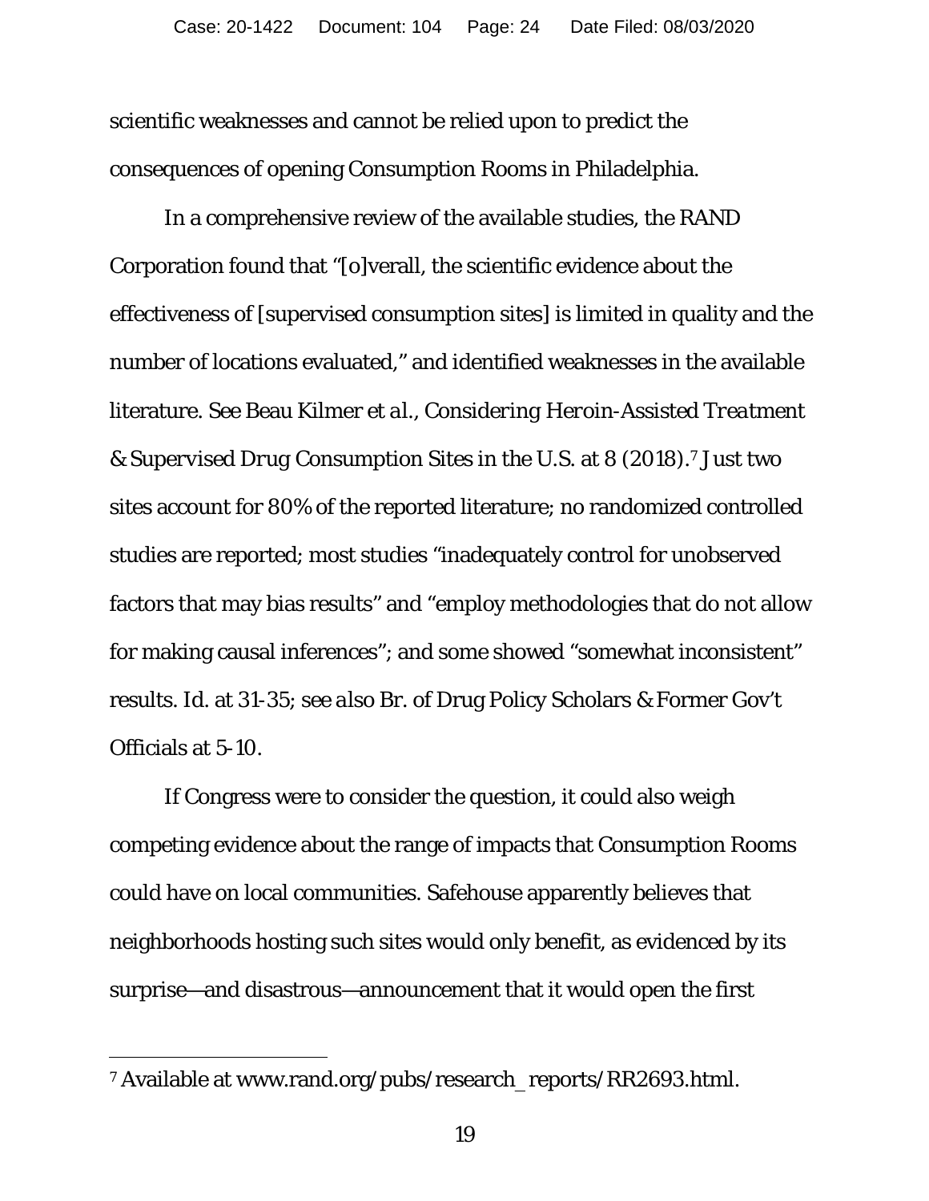scientific weaknesses and cannot be relied upon to predict the consequences of opening Consumption Rooms in Philadelphia.

In a comprehensive review of the available studies, the RAND Corporation found that "[o]verall, the scientific evidence about the effectiveness of [supervised consumption sites] is limited in quality and the number of locations evaluated," and identified weaknesses in the available literature. *See* Beau Kilmer *et al.*, *Considering Heroin-Assisted Treatment & Supervised Drug Consumption Sites in the U.S.* at 8 (2018).[7] Just two sites account for 80% of the reported literature; no randomized controlled studies are reported; most studies "inadequately control for unobserved factors that may bias results" and "employ methodologies that do not allow for making causal inferences"; and some showed "somewhat inconsistent" results. *Id.* at 31-35; *see also* Br. of Drug Policy Scholars & Former Gov't Officials at 5-10.

If Congress were to consider the question, it could also weigh competing evidence about the range of impacts that Consumption Rooms could have on local communities. Safehouse apparently believes that neighborhoods hosting such sites would only benefit, as evidenced by its surprise—and disastrous—announcement that it would open the first

---

[7] Available at www.rand.org/pubs/research_reports/RR2693.html.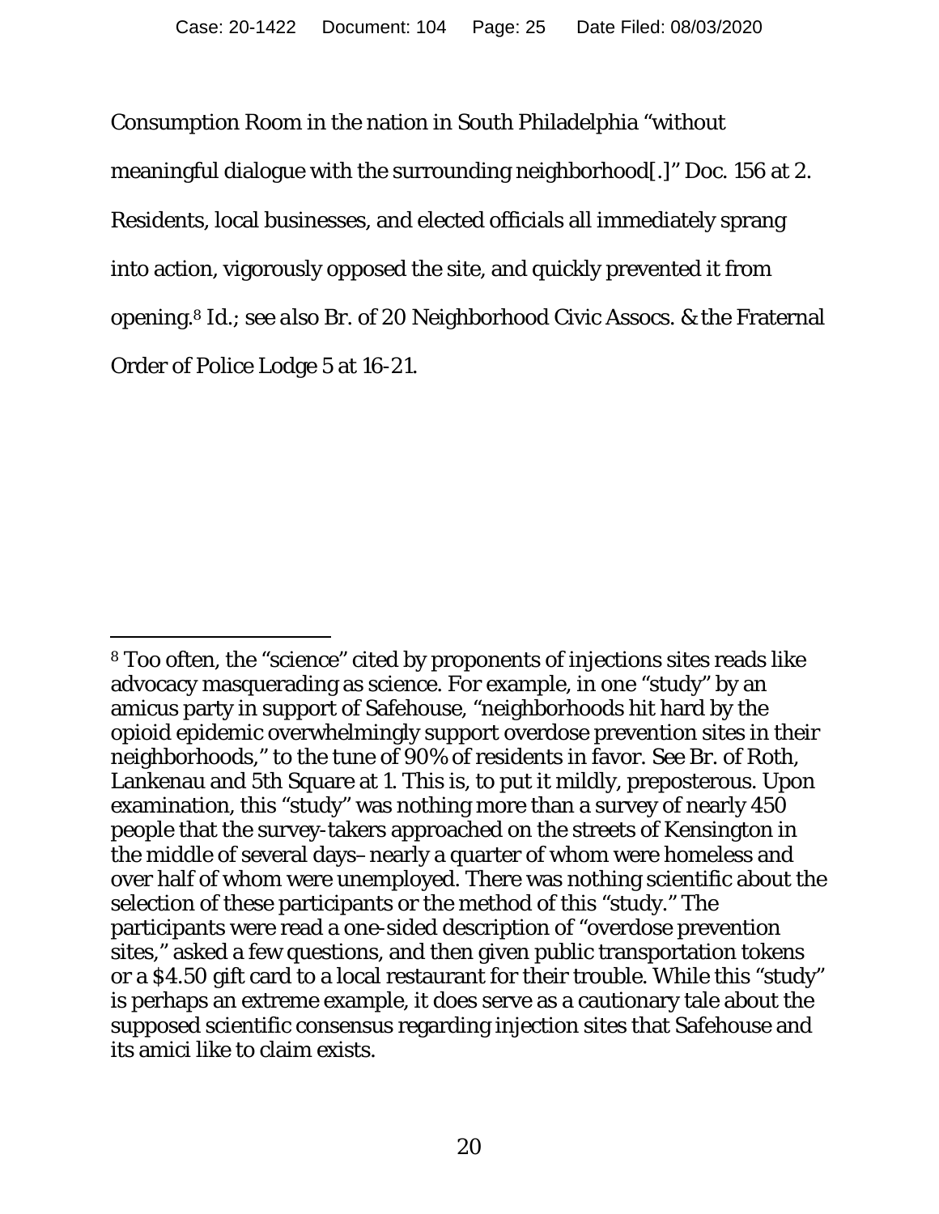Consumption Room in the nation in South Philadelphia "without meaningful dialogue with the surrounding neighborhood[.]" Doc. 156 at 2. Residents, local businesses, and elected officials all immediately sprang into action, vigorously opposed the site, and quickly prevented it from opening.[8] *Id.*; *see also* Br. of 20 Neighborhood Civic Assocs. & the Fraternal Order of Police Lodge 5 at 16-21.

---

[8] Too often, the "science" cited by proponents of injections sites reads like advocacy masquerading as science. For example, in one "study" by an amicus party in support of Safehouse, "neighborhoods hit hard by the opioid epidemic overwhelmingly support overdose prevention sites in their neighborhoods," to the tune of 90% of residents in favor. *See* Br. of Roth, Lankenau and 5th Square at 1. This is, to put it mildly, preposterous. Upon examination, this "study" was nothing more than a survey of nearly 450 people that the survey-takers approached on the streets of Kensington in the middle of several days– nearly a quarter of whom were homeless and over half of whom were unemployed. There was nothing scientific about the selection of these participants or the method of this "study." The participants were read a one-sided description of "overdose prevention sites," asked a few questions, and then given public transportation tokens or a $4.50 gift card to a local restaurant for their trouble. While this "study" is perhaps an extreme example, it does serve as a cautionary tale about the supposed scientific consensus regarding injection sites that Safehouse and its amici like to claim exists.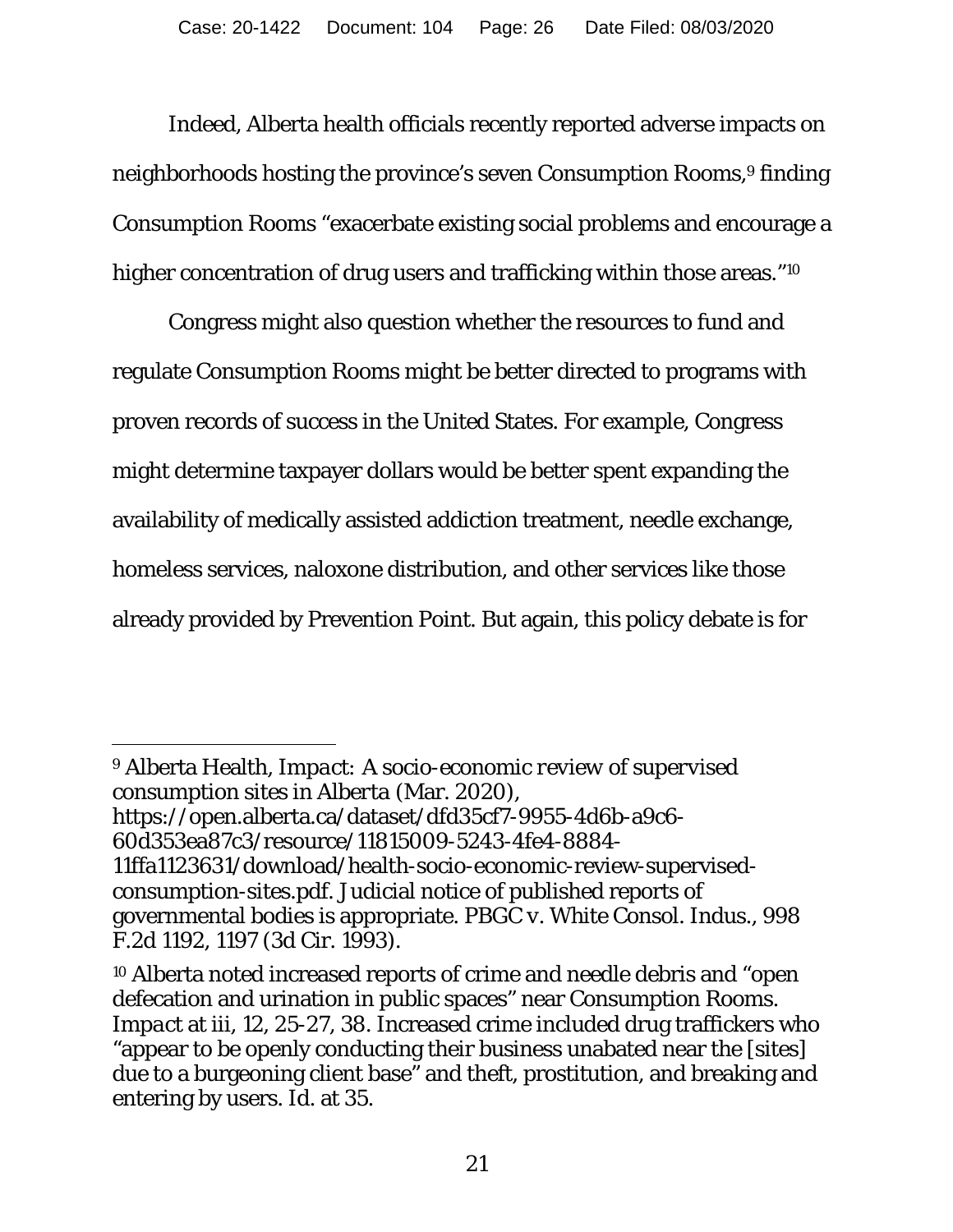Indeed, Alberta health officials recently reported adverse impacts on neighborhoods hosting the province's seven Consumption Rooms,[9] finding Consumption Rooms "exacerbate existing social problems and encourage a higher concentration of drug users and trafficking within those areas."[10]

Congress might also question whether the resources to fund and regulate Consumption Rooms might be better directed to programs with proven records of success in the United States. For example, Congress might determine taxpayer dollars would be better spent expanding the availability of medically assisted addiction treatment, needle exchange, homeless services, naloxone distribution, and other services like those already provided by Prevention Point. But again, this policy debate is for

---

[9] Alberta Health, *Impact: A socio-economic review of supervised consumption sites in Alberta* (Mar. 2020), https://open.alberta.ca/dataset/dfd35cf7-9955-4d6b-a9c6-60d353ea87c3/resource/11815009-5243-4fe4-8884-11ffa1123631/download/health-socio-economic-review-supervised-consumption-sites.pdf. Judicial notice of published reports of governmental bodies is appropriate. *PBGC v. White Consol. Indus.*, 998 F.2d 1192, 1197 (3d Cir. 1993).

[10] Alberta noted increased reports of crime and needle debris and "open defecation and urination in public spaces" near Consumption Rooms. *Impact* at iii, 12, 25-27, 38. Increased crime included drug traffickers who "appear to be openly conducting their business unabated near the [sites] due to a burgeoning client base" and theft, prostitution, and breaking and entering by users. *Id.* at 35.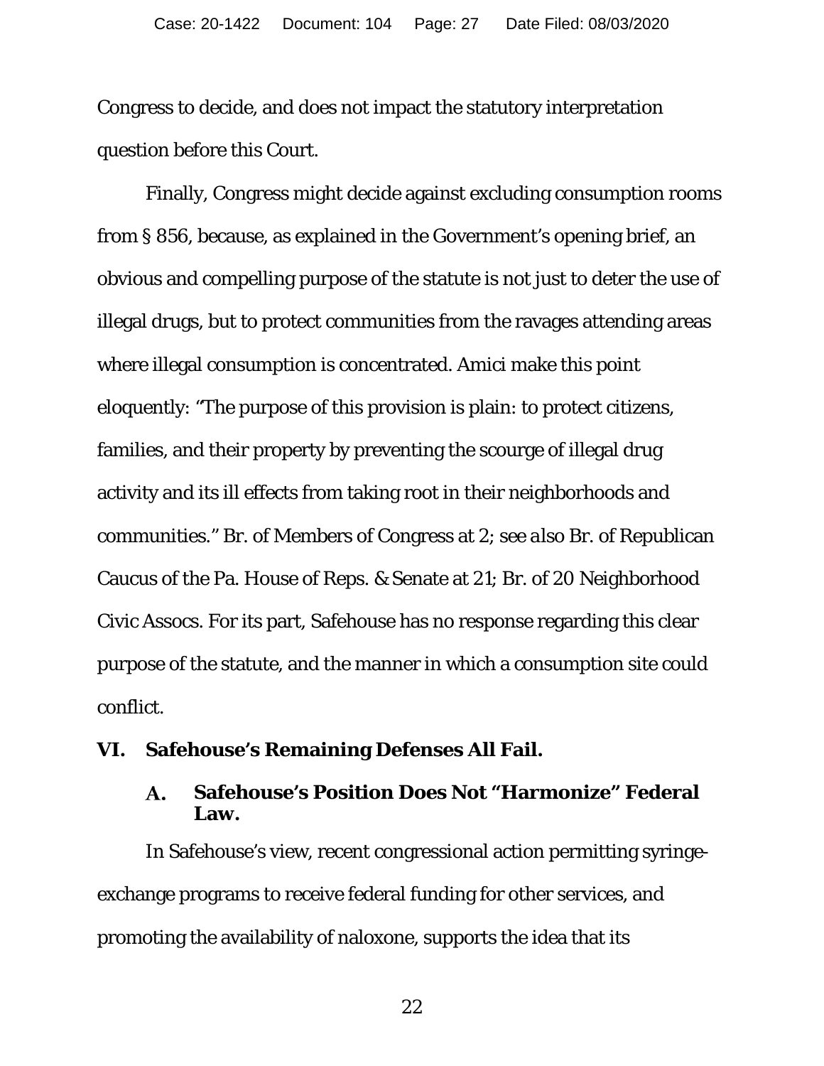Congress to decide, and does not impact the statutory interpretation question before this Court.

Finally, Congress might decide against excluding consumption rooms from § 856, because, as explained in the Government's opening brief, an obvious and compelling purpose of the statute is not just to deter the use of illegal drugs, but to protect communities from the ravages attending areas where illegal consumption is concentrated. Amici make this point eloquently: "The purpose of this provision is plain: to protect citizens, families, and their property by preventing the scourge of illegal drug activity and its ill effects from taking root in their neighborhoods and communities." Br. of Members of Congress at 2; *see also* Br. of Republican Caucus of the Pa. House of Reps. & Senate at 21; Br. of 20 Neighborhood Civic Assocs. For its part, Safehouse has no response regarding this clear purpose of the statute, and the manner in which a consumption site could conflict.

## VI. Safehouse's Remaining Defenses All Fail.

### A. Safehouse's Position Does Not "Harmonize" Federal Law.

In Safehouse's view, recent congressional action permitting syringe-exchange programs to receive federal funding for other services, and promoting the availability of naloxone, supports the idea that its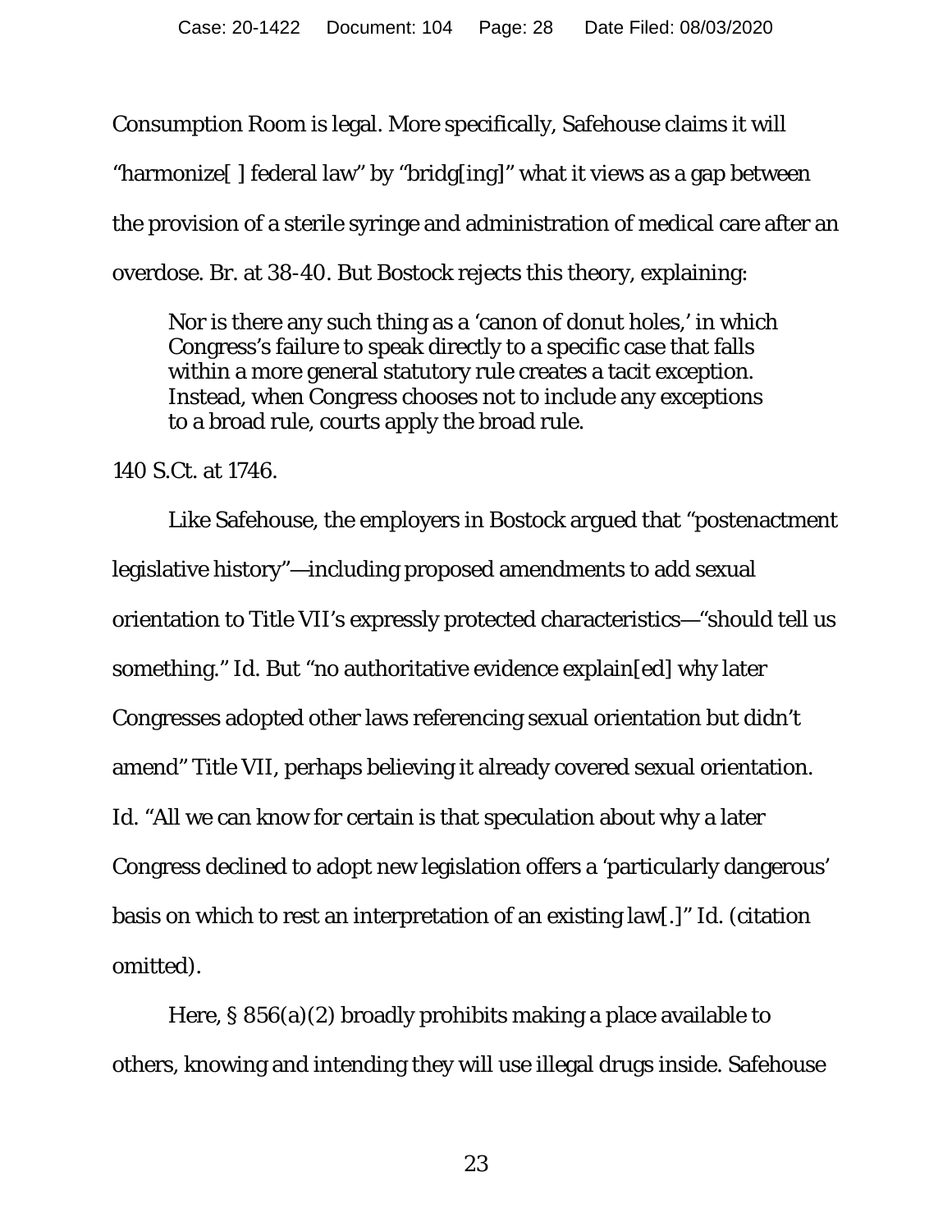Consumption Room is legal. More specifically, Safehouse claims it will "harmonize[ ] federal law" by "bridg[ing]" what it views as a gap between the provision of a sterile syringe and administration of medical care after an overdose. Br. at 38-40. But Bostock rejects this theory, explaining:

> Nor is there any such thing as a 'canon of donut holes,' in which Congress's failure to speak directly to a specific case that falls within a more general statutory rule creates a tacit exception. Instead, when Congress chooses not to include any exceptions to a broad rule, courts apply the broad rule.

140 S.Ct. at 1746.

Like Safehouse, the employers in Bostock argued that "postenactment legislative history"—including proposed amendments to add sexual orientation to Title VII's expressly protected characteristics—"should tell us something." Id. But "no authoritative evidence explain[ed] why later Congresses adopted other laws referencing sexual orientation but didn't amend" Title VII, perhaps believing it already covered sexual orientation. Id. "All we can know for certain is that speculation about why a later Congress declined to adopt new legislation offers a 'particularly dangerous' basis on which to rest an interpretation of an existing law[.]" Id. (citation omitted).

Here, § 856(a)(2) broadly prohibits making a place available to others, knowing and intending they will use illegal drugs inside. Safehouse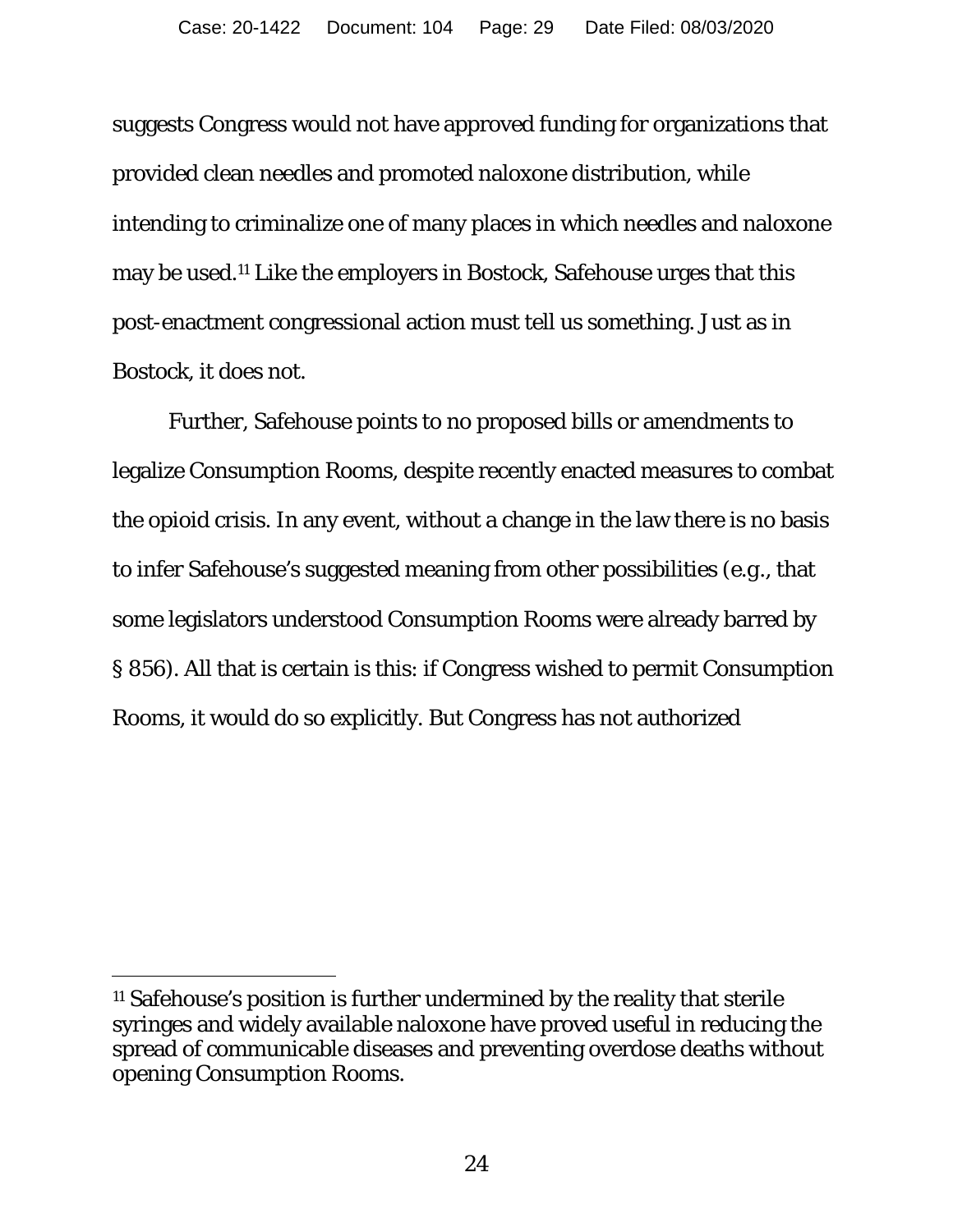suggests Congress would not have approved funding for organizations that provided clean needles and promoted naloxone distribution, while intending to criminalize one of many places in which needles and naloxone may be used.[11] Like the employers in Bostock, Safehouse urges that this post-enactment congressional action must tell us something. Just as in Bostock, it does not.

Further, Safehouse points to no proposed bills or amendments to legalize Consumption Rooms, despite recently enacted measures to combat the opioid crisis. In any event, without a change in the law there is no basis to infer Safehouse's suggested meaning from other possibilities (e.g., that some legislators understood Consumption Rooms were already barred by § 856). All that is certain is this: if Congress wished to permit Consumption Rooms, it would do so explicitly. But Congress has not authorized

---

[11] Safehouse's position is further undermined by the reality that sterile syringes and widely available naloxone have proved useful in reducing the spread of communicable diseases and preventing overdose deaths without opening Consumption Rooms.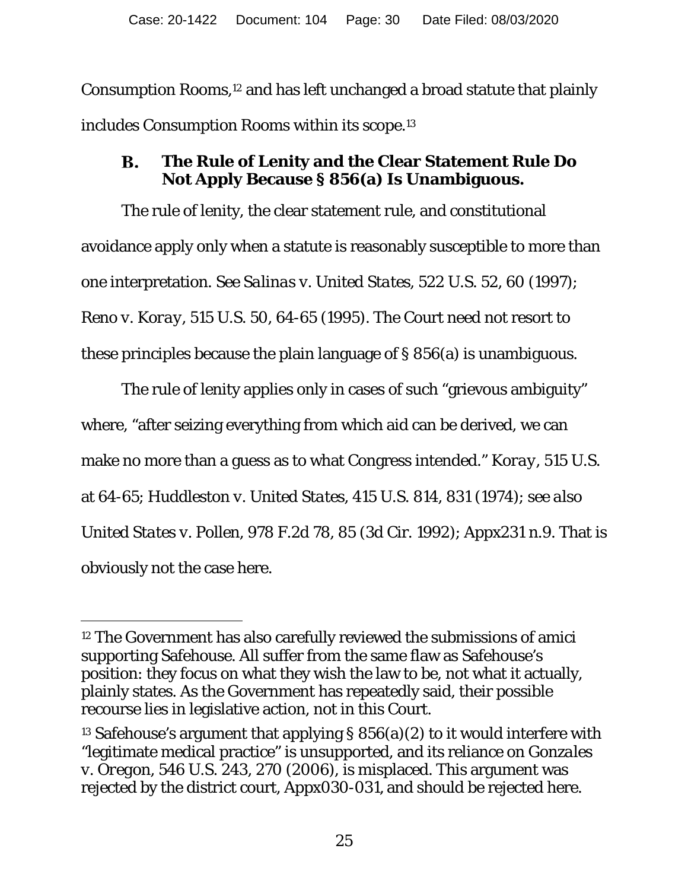Consumption Rooms,[12] and has left unchanged a broad statute that plainly includes Consumption Rooms within its scope.[13]

### B. The Rule of Lenity and the Clear Statement Rule Do Not Apply Because § 856(a) Is Unambiguous.

The rule of lenity, the clear statement rule, and constitutional avoidance apply only when a statute is reasonably susceptible to more than one interpretation. *See Salinas v. United States*, 522 U.S. 52, 60 (1997); *Reno v. Koray*, 515 U.S. 50, 64-65 (1995). The Court need not resort to these principles because the plain language of § 856(a) is unambiguous.

The rule of lenity applies only in cases of such "grievous ambiguity" where, "after seizing everything from which aid can be derived, we can make no more than a guess as to what Congress intended." *Koray*, 515 U.S. at 64-65; *Huddleston v. United States*, 415 U.S. 814, 831 (1974); *see also United States v. Pollen*, 978 F.2d 78, 85 (3d Cir. 1992); Appx231 n.9. That is obviously not the case here.

---

[12] The Government has also carefully reviewed the submissions of amici supporting Safehouse. All suffer from the same flaw as Safehouse's position: they focus on what they wish the law to be, not what it actually, plainly states. As the Government has repeatedly said, their possible recourse lies in legislative action, not in this Court.

[13] Safehouse's argument that applying § 856(a)(2) to it would interfere with "legitimate medical practice" is unsupported, and its reliance on *Gonzales v. Oregon*, 546 U.S. 243, 270 (2006), is misplaced. This argument was rejected by the district court, Appx030-031, and should be rejected here.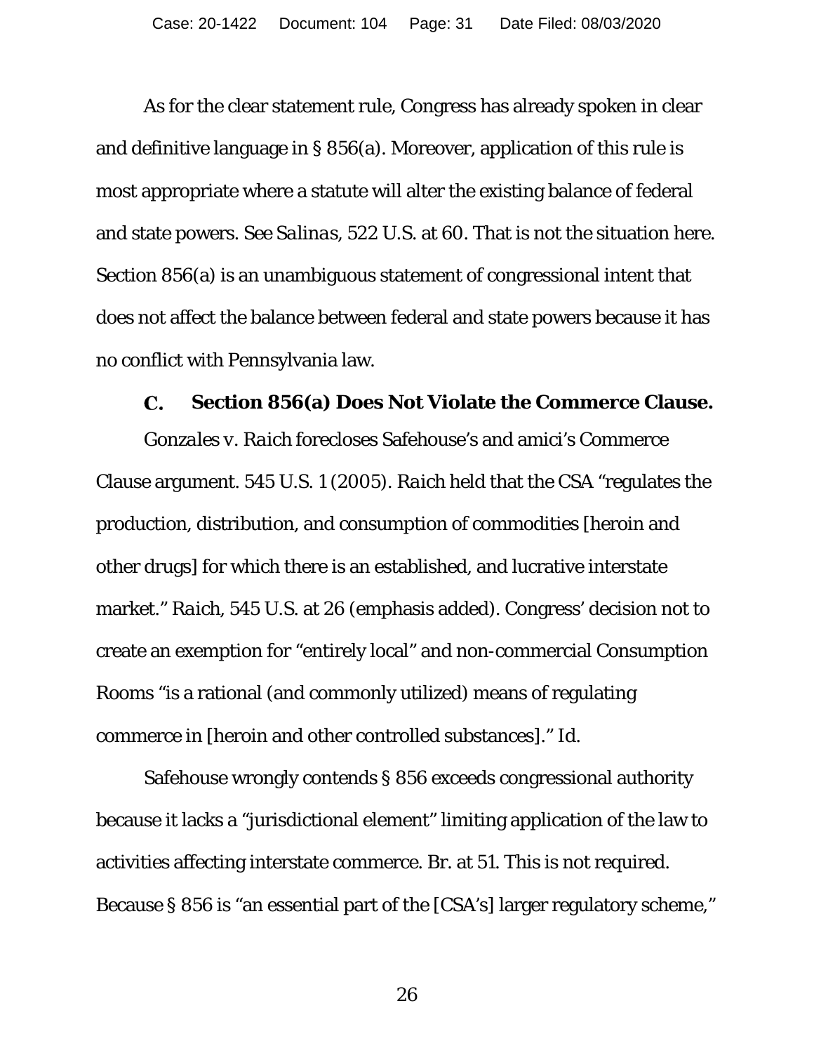As for the clear statement rule, Congress has already spoken in clear and definitive language in § 856(a). Moreover, application of this rule is most appropriate where a statute will alter the existing balance of federal and state powers. *See Salinas*, 522 U.S. at 60. That is not the situation here. Section 856(a) is an unambiguous statement of congressional intent that does not affect the balance between federal and state powers because it has no conflict with Pennsylvania law.

### C. Section 856(a) Does Not Violate the Commerce Clause.

*Gonzales v. Raich* forecloses Safehouse's and amici's Commerce Clause argument. 545 U.S. 1 (2005). *Raich* held that the CSA "regulates the production, distribution, and consumption of commodities [heroin and other drugs] for which there is an established, and lucrative interstate market." *Raich*, 545 U.S. at 26 (emphasis added). Congress' decision not to create an exemption for "entirely local" and non-commercial Consumption Rooms "is a rational (and commonly utilized) means of regulating commerce in [heroin and other controlled substances]." *Id.*

Safehouse wrongly contends § 856 exceeds congressional authority because it lacks a "jurisdictional element" limiting application of the law to activities affecting interstate commerce. Br. at 51. This is not required. Because § 856 is "an essential part of the [CSA's] larger regulatory scheme,"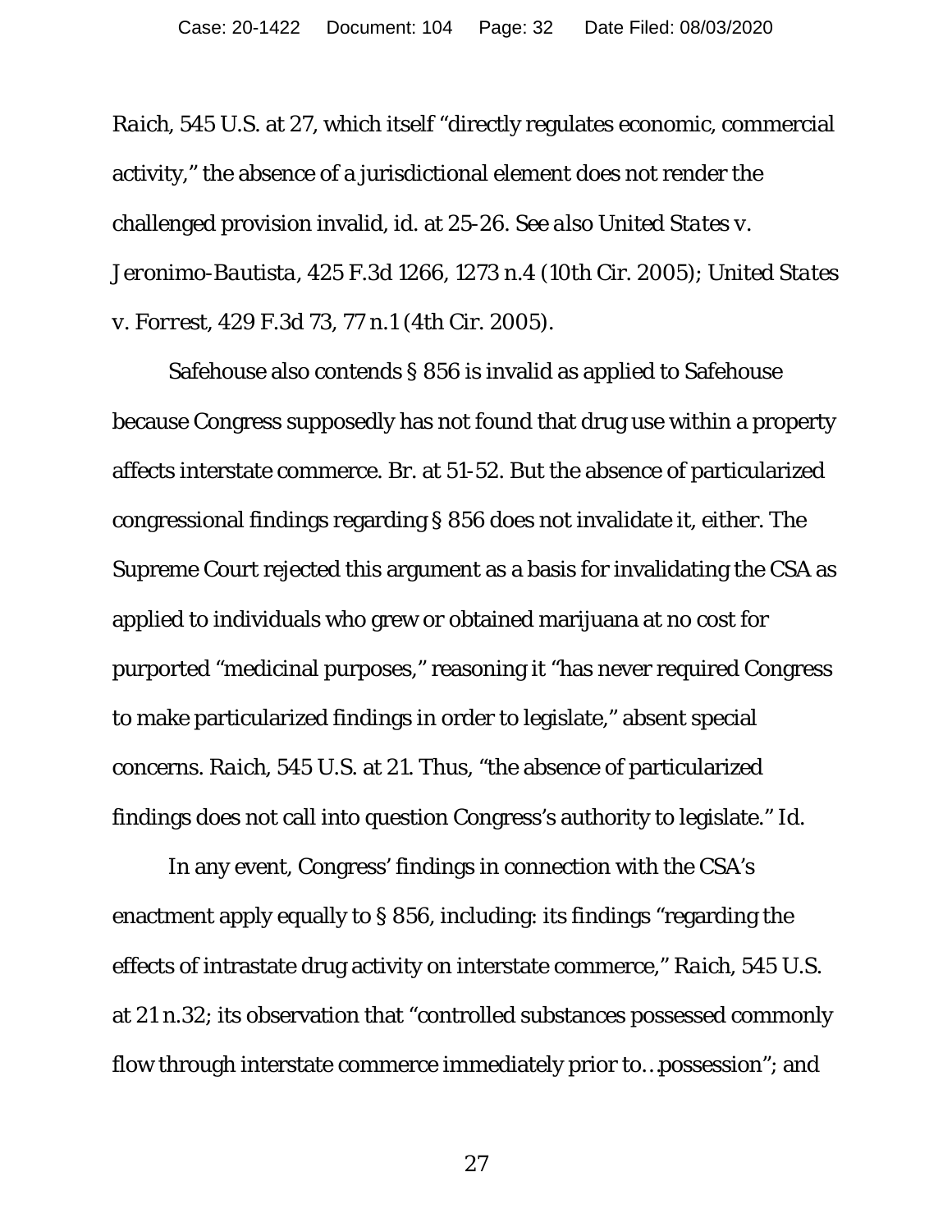*Raich*, 545 U.S. at 27, which itself "directly regulates economic, commercial activity," the absence of a jurisdictional element does not render the challenged provision invalid, *id.* at 25-26. *See also United States v. Jeronimo-Bautista*, 425 F.3d 1266, 1273 n.4 (10th Cir. 2005); *United States v. Forrest*, 429 F.3d 73, 77 n.1 (4th Cir. 2005).

Safehouse also contends § 856 is invalid as applied to Safehouse because Congress supposedly has not found that drug use within a property affects interstate commerce. Br. at 51-52. But the absence of particularized congressional findings regarding § 856 does not invalidate it, either. The Supreme Court rejected this argument as a basis for invalidating the CSA as applied to individuals who grew or obtained marijuana at no cost for purported "medicinal purposes," reasoning it "has never required Congress to make particularized findings in order to legislate," absent special concerns. *Raich*, 545 U.S. at 21. Thus, "the absence of particularized findings does not call into question Congress's authority to legislate." *Id.*

In any event, Congress' findings in connection with the CSA's enactment apply equally to § 856, including: its findings "regarding the effects of intrastate drug activity on interstate commerce," *Raich*, 545 U.S. at 21 n.32; its observation that "controlled substances possessed commonly flow through interstate commerce immediately prior to…possession"; and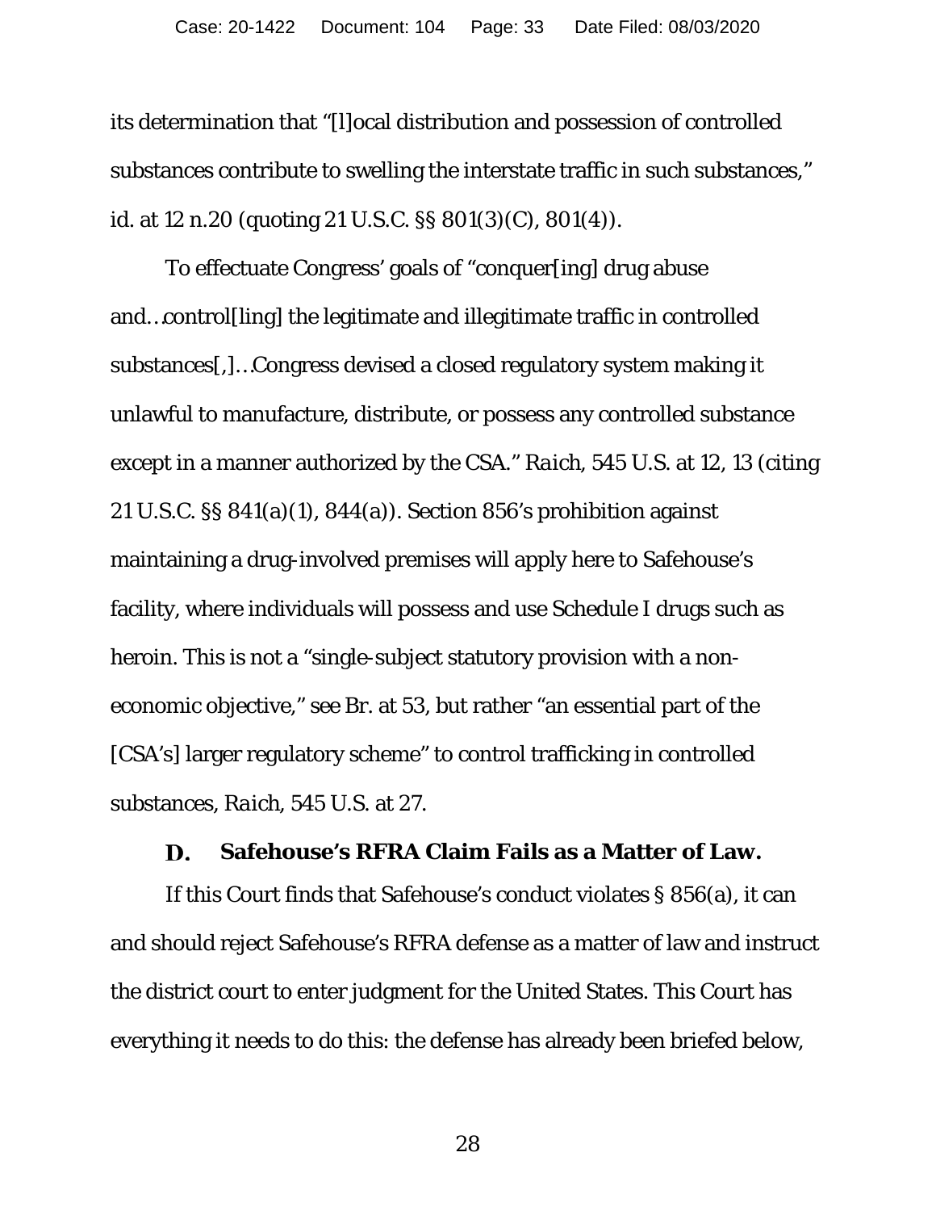its determination that "[l]ocal distribution and possession of controlled substances contribute to swelling the interstate traffic in such substances," id. at 12 n.20 (quoting 21 U.S.C. §§ 801(3)(C), 801(4)).

To effectuate Congress' goals of "conquer[ing] drug abuse and…control[ling] the legitimate and illegitimate traffic in controlled substances[,]…Congress devised a closed regulatory system making it unlawful to manufacture, distribute, or possess any controlled substance except in a manner authorized by the CSA." *Raich*, 545 U.S. at 12, 13 (citing 21 U.S.C. §§ 841(a)(1), 844(a)). Section 856's prohibition against maintaining a drug-involved premises will apply here to Safehouse's facility, where individuals will possess and use Schedule I drugs such as heroin. This is not a "single-subject statutory provision with a non-economic objective," see Br. at 53, but rather "an essential part of the [CSA's] larger regulatory scheme" to control trafficking in controlled substances, *Raich*, 545 U.S. at 27.

### D. Safehouse's RFRA Claim Fails as a Matter of Law.

If this Court finds that Safehouse's conduct violates § 856(a), it can and should reject Safehouse's RFRA defense as a matter of law and instruct the district court to enter judgment for the United States. This Court has everything it needs to do this: the defense has already been briefed below,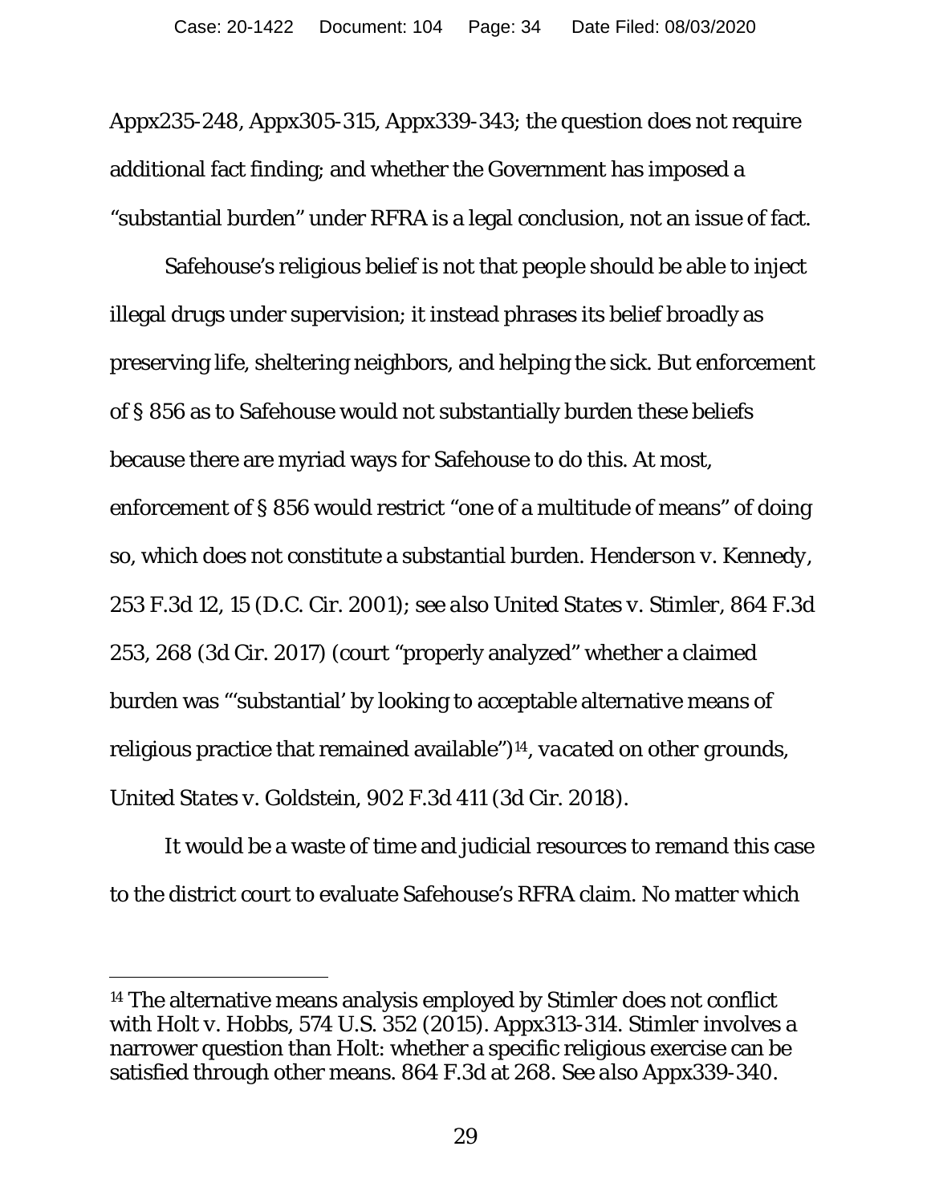Appx235-248, Appx305-315, Appx339-343; the question does not require additional fact finding; and whether the Government has imposed a "substantial burden" under RFRA is a legal conclusion, not an issue of fact.

Safehouse's religious belief is not that people should be able to inject illegal drugs under supervision; it instead phrases its belief broadly as preserving life, sheltering neighbors, and helping the sick. But enforcement of § 856 as to Safehouse would not substantially burden these beliefs because there are myriad ways for Safehouse to do this. At most, enforcement of § 856 would restrict "one of a multitude of means" of doing so, which does not constitute a substantial burden. *Henderson v. Kennedy*, 253 F.3d 12, 15 (D.C. Cir. 2001); *see also United States v. Stimler*, 864 F.3d 253, 268 (3d Cir. 2017) (court "properly analyzed" whether a claimed burden was "'substantial' by looking to acceptable alternative means of religious practice that remained available")[14], *vacated on other grounds*, *United States v. Goldstein*, 902 F.3d 411 (3d Cir. 2018).

It would be a waste of time and judicial resources to remand this case to the district court to evaluate Safehouse's RFRA claim. No matter which

---

[14] The alternative means analysis employed by Stimler does not conflict with Holt v. Hobbs, 574 U.S. 352 (2015). Appx313-314. Stimler involves a narrower question than Holt: whether a specific religious exercise can be satisfied through other means. 864 F.3d at 268. *See also* Appx339-340.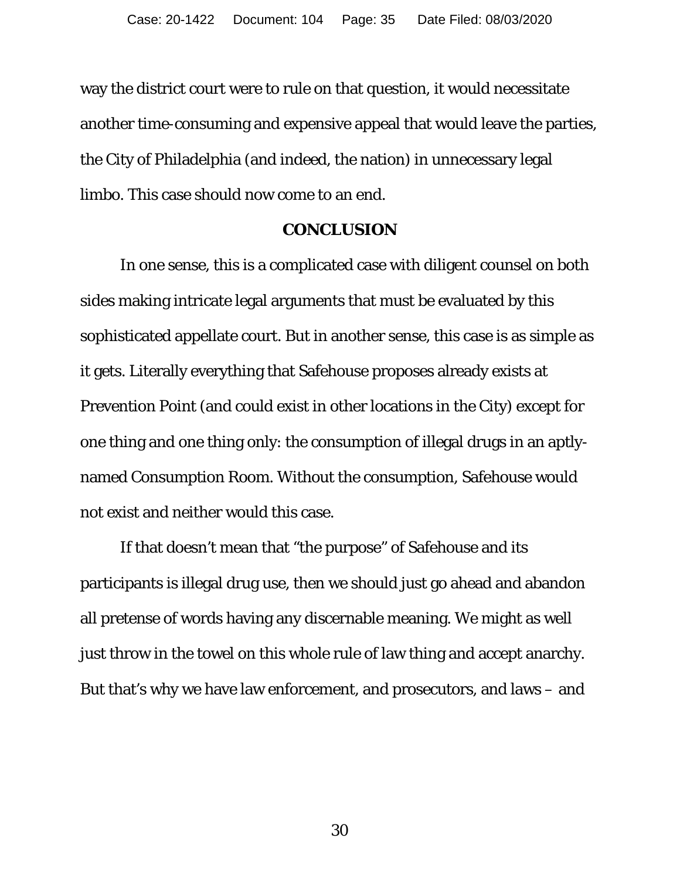way the district court were to rule on that question, it would necessitate another time-consuming and expensive appeal that would leave the parties, the City of Philadelphia (and indeed, the nation) in unnecessary legal limbo. This case should now come to an end.

## CONCLUSION

In one sense, this is a complicated case with diligent counsel on both sides making intricate legal arguments that must be evaluated by this sophisticated appellate court. But in another sense, this case is as simple as it gets. Literally everything that Safehouse proposes already exists at Prevention Point (and could exist in other locations in the City) except for one thing and one thing only: the consumption of illegal drugs in an aptly-named Consumption Room. Without the consumption, Safehouse would not exist and neither would this case.

If that doesn't mean that "the purpose" of Safehouse and its participants is illegal drug use, then we should just go ahead and abandon all pretense of words having any discernable meaning. We might as well just throw in the towel on this whole rule of law thing and accept anarchy. But that's why we have law enforcement, and prosecutors, and laws – and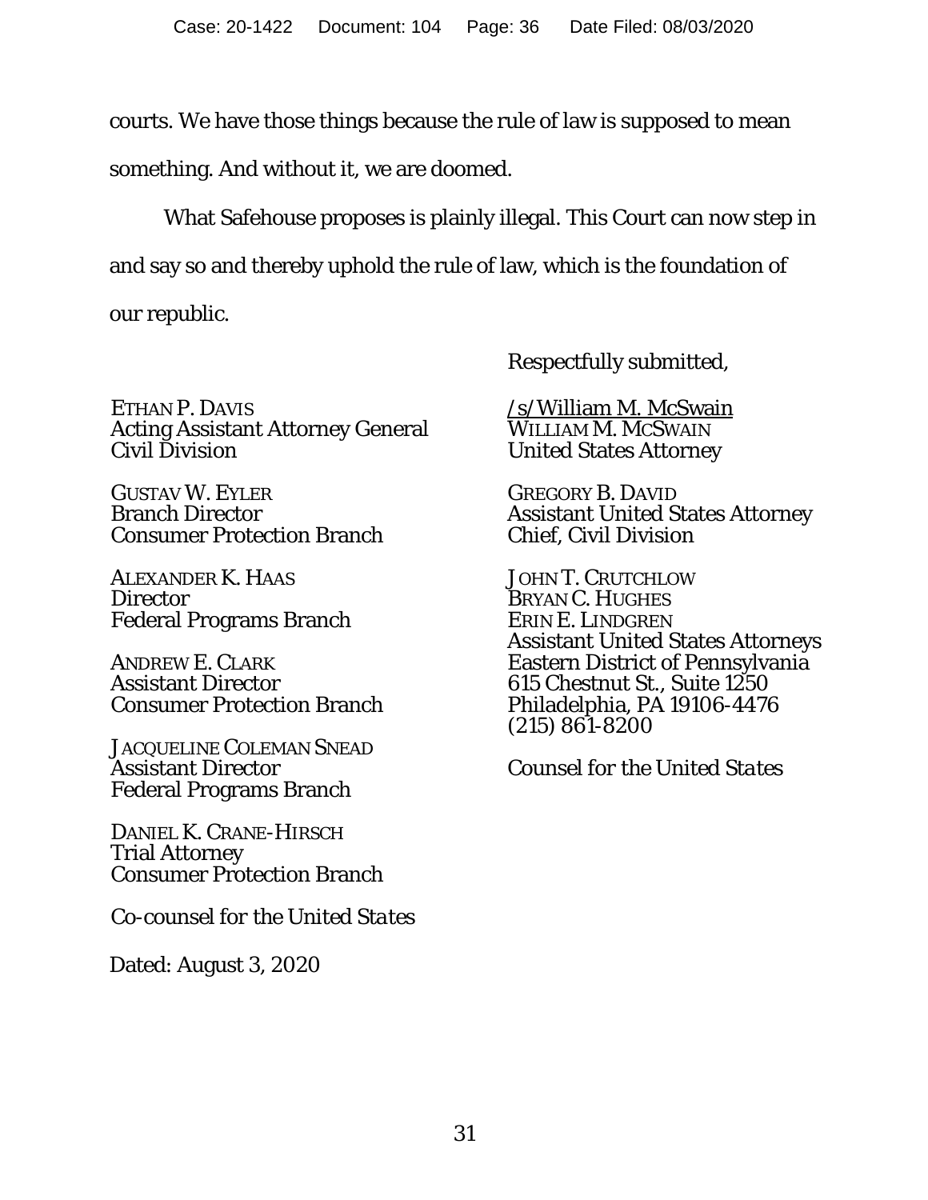courts. We have those things because the rule of law is supposed to mean something. And without it, we are doomed.

What Safehouse proposes is plainly illegal. This Court can now step in and say so and thereby uphold the rule of law, which is the foundation of our republic.

Respectfully submitted,

/s/ William M. McSwain
WILLIAM M. MCSWAIN
United States Attorney

GREGORY B. DAVID
Assistant United States Attorney
Chief, Civil Division

JOHN T. CRUTCHLOW
BRYAN C. HUGHES
ERIN E. LINDGREN
Assistant United States Attorneys
Eastern District of Pennsylvania
615 Chestnut St., Suite 1250
Philadelphia, PA 19106-4476
(215) 861-8200

*Counsel for the United States*

ETHAN P. DAVIS
Acting Assistant Attorney General
Civil Division

GUSTAV W. EYLER
Branch Director
Consumer Protection Branch

ALEXANDER K. HAAS
Director
Federal Programs Branch

ANDREW E. CLARK
Assistant Director
Consumer Protection Branch

JACQUELINE COLEMAN SNEAD
Assistant Director
Federal Programs Branch

DANIEL K. CRANE-HIRSCH
Trial Attorney
Consumer Protection Branch

*Co-counsel for the United States*

Dated: August 3, 2020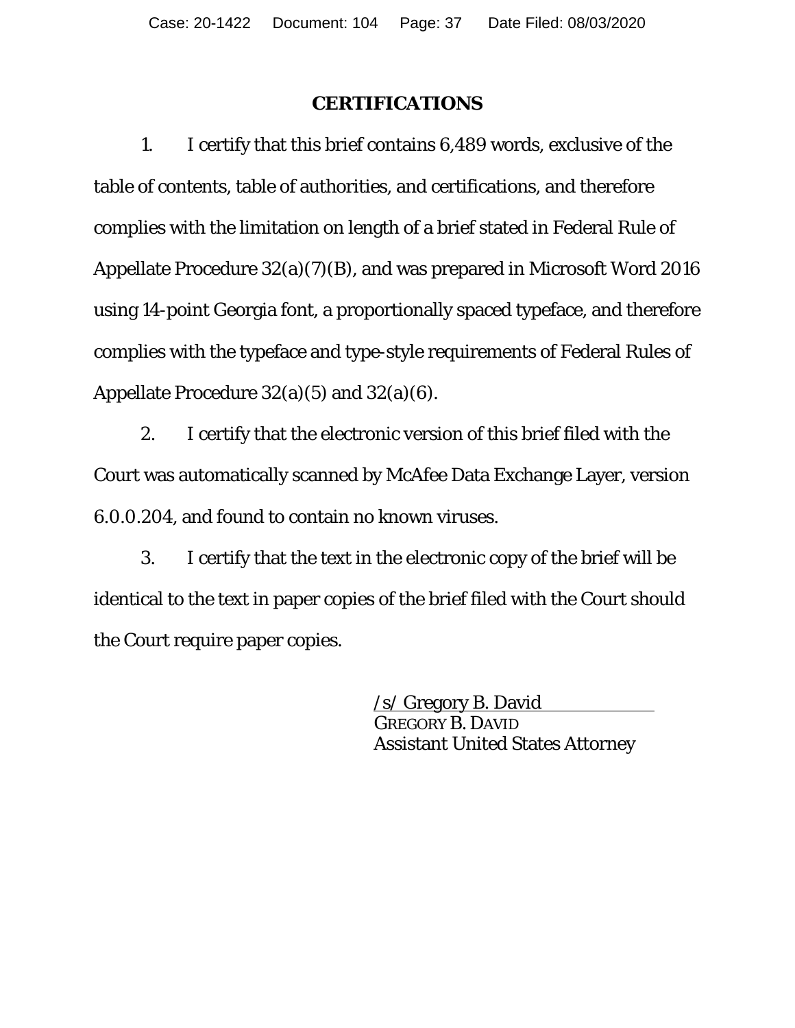# CERTIFICATIONS

1. I certify that this brief contains 6,489 words, exclusive of the table of contents, table of authorities, and certifications, and therefore complies with the limitation on length of a brief stated in Federal Rule of Appellate Procedure 32(a)(7)(B), and was prepared in Microsoft Word 2016 using 14-point Georgia font, a proportionally spaced typeface, and therefore complies with the typeface and type-style requirements of Federal Rules of Appellate Procedure 32(a)(5) and 32(a)(6).

2. I certify that the electronic version of this brief filed with the Court was automatically scanned by McAfee Data Exchange Layer, version 6.0.0.204, and found to contain no known viruses.

3. I certify that the text in the electronic copy of the brief will be identical to the text in paper copies of the brief filed with the Court should the Court require paper copies.

/s/ Gregory B. David
GREGORY B. DAVID
Assistant United States Attorney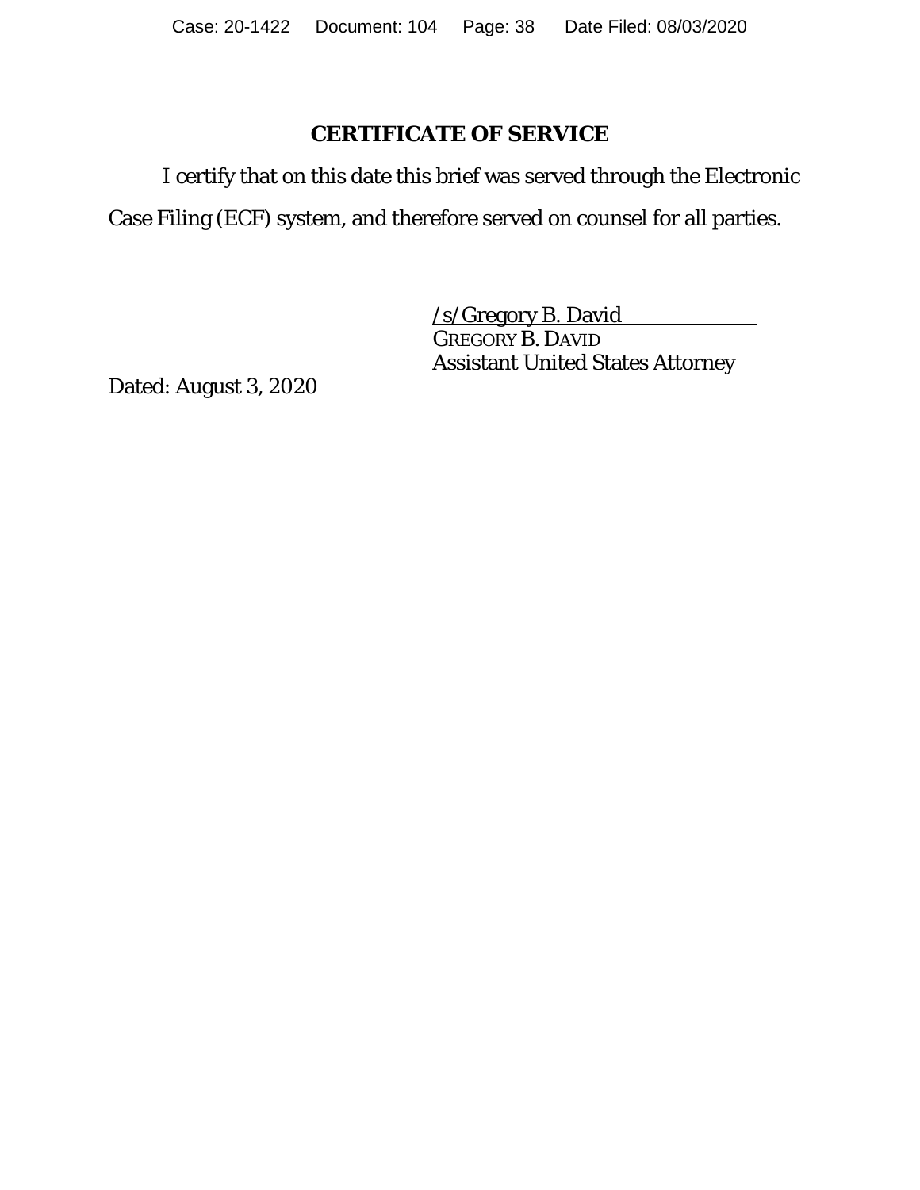## CERTIFICATE OF SERVICE

I certify that on this date this brief was served through the Electronic Case Filing (ECF) system, and therefore served on counsel for all parties.

/s/ Gregory B. David
GREGORY B. DAVID
Assistant United States Attorney

Dated: August 3, 2020